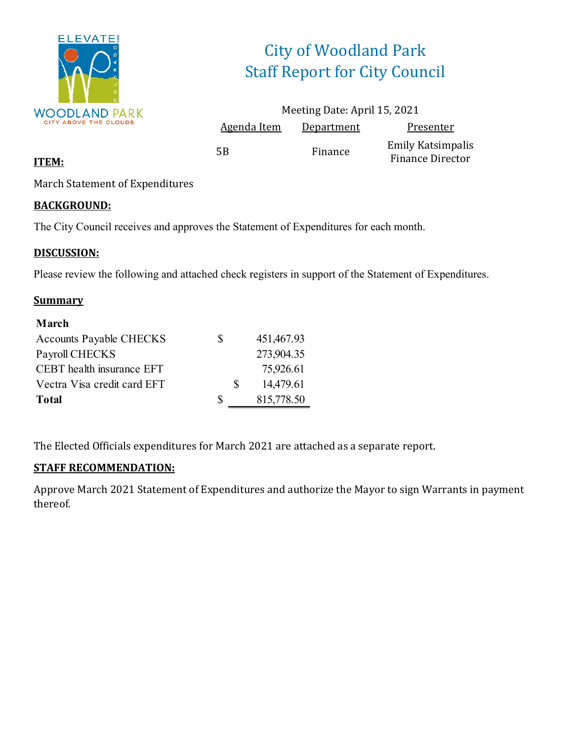# City of Woodland Park
## Staff Report for City Council

Meeting Date: April 15, 2021

| Agenda Item | Department | Presenter |
|---|---|---|
| 5B | Finance | Emily Katsimpalis Finance Director |

**ITEM:**

March Statement of Expenditures

**BACKGROUND:**

The City Council receives and approves the Statement of Expenditures for each month.

**DISCUSSION:**

Please review the following and attached check registers in support of the Statement of Expenditures.

**Summary**

| **March** | | |
|---|---|---|
| Accounts Payable CHECKS | $ | 451,467.93 |
| Payroll CHECKS | | 273,904.35 |
| CEBT health insurance EFT | | 75,926.61 |
| Vectra Visa credit card EFT | $ | 14,479.61 |
| **Total** | $ | 815,778.50 |

The Elected Officials expenditures for March 2021 are attached as a separate report.

**STAFF RECOMMENDATION:**

Approve March 2021 Statement of Expenditures and authorize the Mayor to sign Warrants in payment thereof.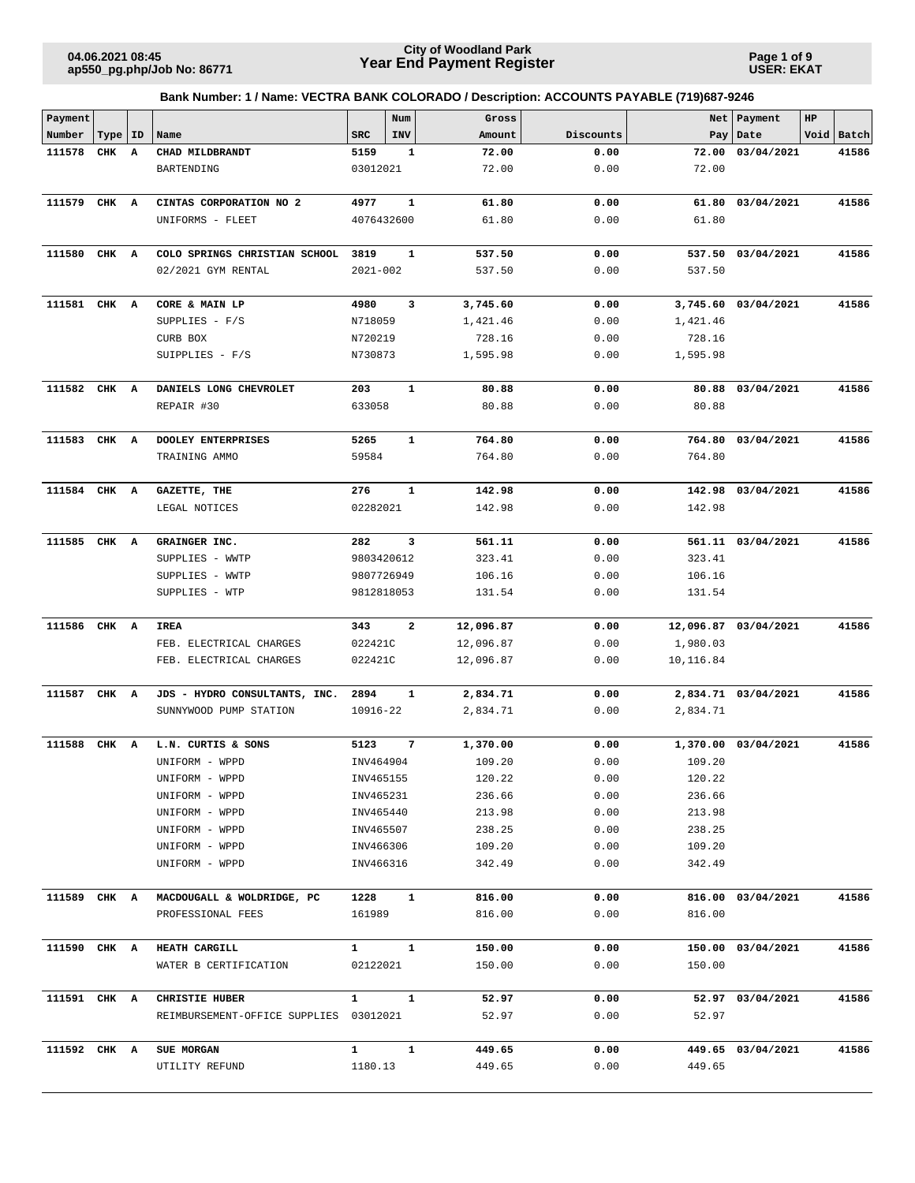**City of Woodland Park**
**Year End Payment Register**

04.06.2021 08:45
ap550_pg.php/Job No: 86771

USER: EKAT

### Bank Number: 1 / Name: VECTRA BANK COLORADO / Description: ACCOUNTS PAYABLE (719)687-9246

| Payment Number | Type | ID | Name | SRC | Num INV | Gross Amount | Discounts | Net Pay | Payment Date | HP Void | Batch |
|---|---|---|---|---|---|---|---|---|---|---|---|
| **111578** | **CHK** | **A** | **CHAD MILDBRANDT** | **5159** | **1** | **72.00** | **0.00** | **72.00** | **03/04/2021** | | **41586** |
| | | | BARTENDING | 03012021 | | 72.00 | 0.00 | 72.00 | | | |
| **111579** | **CHK** | **A** | **CINTAS CORPORATION NO 2** | **4977** | **1** | **61.80** | **0.00** | **61.80** | **03/04/2021** | | **41586** |
| | | | UNIFORMS - FLEET | 4076432600 | | 61.80 | 0.00 | 61.80 | | | |
| **111580** | **CHK** | **A** | **COLO SPRINGS CHRISTIAN SCHOOL** | **3819** | **1** | **537.50** | **0.00** | **537.50** | **03/04/2021** | | **41586** |
| | | | 02/2021 GYM RENTAL | 2021-002 | | 537.50 | 0.00 | 537.50 | | | |
| **111581** | **CHK** | **A** | **CORE & MAIN LP** | **4980** | **3** | **3,745.60** | **0.00** | **3,745.60** | **03/04/2021** | | **41586** |
| | | | SUPPLIES - F/S | N718059 | | 1,421.46 | 0.00 | 1,421.46 | | | |
| | | | CURB BOX | N720219 | | 728.16 | 0.00 | 728.16 | | | |
| | | | SUIPPLIES - F/S | N730873 | | 1,595.98 | 0.00 | 1,595.98 | | | |
| **111582** | **CHK** | **A** | **DANIELS LONG CHEVROLET** | **203** | **1** | **80.88** | **0.00** | **80.88** | **03/04/2021** | | **41586** |
| | | | REPAIR #30 | 633058 | | 80.88 | 0.00 | 80.88 | | | |
| **111583** | **CHK** | **A** | **DOOLEY ENTERPRISES** | **5265** | **1** | **764.80** | **0.00** | **764.80** | **03/04/2021** | | **41586** |
| | | | TRAINING AMMO | 59584 | | 764.80 | 0.00 | 764.80 | | | |
| **111584** | **CHK** | **A** | **GAZETTE, THE** | **276** | **1** | **142.98** | **0.00** | **142.98** | **03/04/2021** | | **41586** |
| | | | LEGAL NOTICES | 02282021 | | 142.98 | 0.00 | 142.98 | | | |
| **111585** | **CHK** | **A** | **GRAINGER INC.** | **282** | **3** | **561.11** | **0.00** | **561.11** | **03/04/2021** | | **41586** |
| | | | SUPPLIES - WWTP | 9803420612 | | 323.41 | 0.00 | 323.41 | | | |
| | | | SUPPLIES - WWTP | 9807726949 | | 106.16 | 0.00 | 106.16 | | | |
| | | | SUPPLIES - WTP | 9812818053 | | 131.54 | 0.00 | 131.54 | | | |
| **111586** | **CHK** | **A** | **IREA** | **343** | **2** | **12,096.87** | **0.00** | **12,096.87** | **03/04/2021** | | **41586** |
| | | | FEB. ELECTRICAL CHARGES | 022421C | | 12,096.87 | 0.00 | 1,980.03 | | | |
| | | | FEB. ELECTRICAL CHARGES | 022421C | | 12,096.87 | 0.00 | 10,116.84 | | | |
| **111587** | **CHK** | **A** | **JDS - HYDRO CONSULTANTS, INC.** | **2894** | **1** | **2,834.71** | **0.00** | **2,834.71** | **03/04/2021** | | **41586** |
| | | | SUNNYWOOD PUMP STATION | 10916-22 | | 2,834.71 | 0.00 | 2,834.71 | | | |
| **111588** | **CHK** | **A** | **L.N. CURTIS & SONS** | **5123** | **7** | **1,370.00** | **0.00** | **1,370.00** | **03/04/2021** | | **41586** |
| | | | UNIFORM - WPPD | INV464904 | | 109.20 | 0.00 | 109.20 | | | |
| | | | UNIFORM - WPPD | INV465155 | | 120.22 | 0.00 | 120.22 | | | |
| | | | UNIFORM - WPPD | INV465231 | | 236.66 | 0.00 | 236.66 | | | |
| | | | UNIFORM - WPPD | INV465440 | | 213.98 | 0.00 | 213.98 | | | |
| | | | UNIFORM - WPPD | INV465507 | | 238.25 | 0.00 | 238.25 | | | |
| | | | UNIFORM - WPPD | INV466306 | | 109.20 | 0.00 | 109.20 | | | |
| | | | UNIFORM - WPPD | INV466316 | | 342.49 | 0.00 | 342.49 | | | |
| **111589** | **CHK** | **A** | **MACDOUGALL & WOLDRIDGE, PC** | **1228** | **1** | **816.00** | **0.00** | **816.00** | **03/04/2021** | | **41586** |
| | | | PROFESSIONAL FEES | 161989 | | 816.00 | 0.00 | 816.00 | | | |
| **111590** | **CHK** | **A** | **HEATH CARGILL** | **1** | **1** | **150.00** | **0.00** | **150.00** | **03/04/2021** | | **41586** |
| | | | WATER B CERTIFICATION | 02122021 | | 150.00 | 0.00 | 150.00 | | | |
| **111591** | **CHK** | **A** | **CHRISTIE HUBER** | **1** | **1** | **52.97** | **0.00** | **52.97** | **03/04/2021** | | **41586** |
| | | | REIMBURSEMENT-OFFICE SUPPLIES | 03012021 | | 52.97 | 0.00 | 52.97 | | | |
| **111592** | **CHK** | **A** | **SUE MORGAN** | **1** | **1** | **449.65** | **0.00** | **449.65** | **03/04/2021** | | **41586** |
| | | | UTILITY REFUND | 1180.13 | | 449.65 | 0.00 | 449.65 | | | |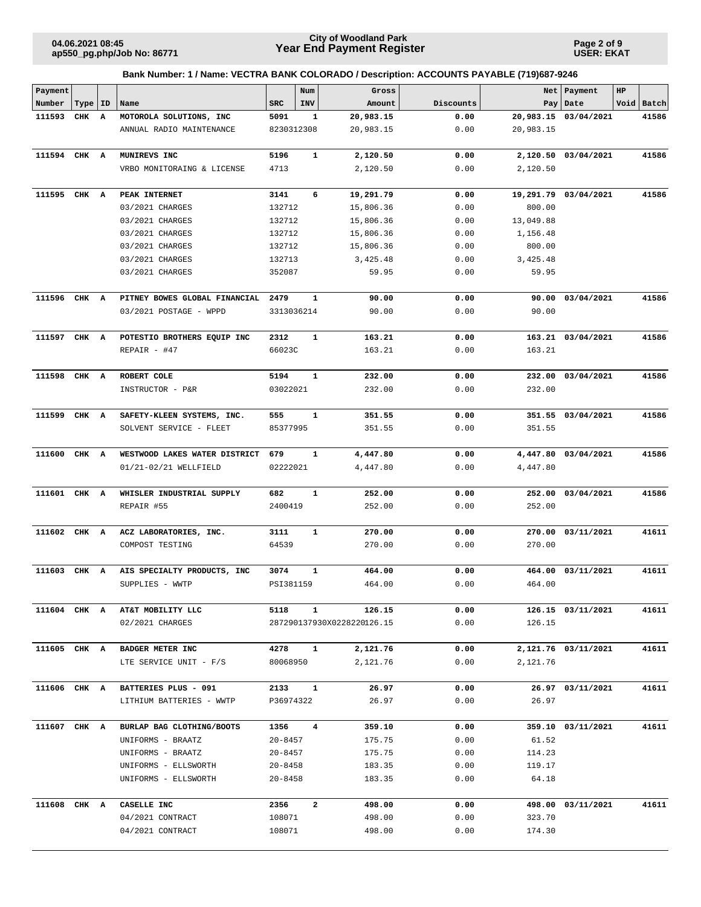**City of Woodland Park**
**Year End Payment Register**

04.06.2021 08:45
ap550_pg.php/Job No: 86771

USER: EKAT

### Bank Number: 1 / Name: VECTRA BANK COLORADO / Description: ACCOUNTS PAYABLE (719)687-9246

| Payment Number | Type | ID | Name | SRC | Num INV | Gross Amount | Discounts | Net Pay | Payment Date | HP Void | Batch |
|---|---|---|---|---|---|---|---|---|---|---|---|
| **111593** | **CHK** | **A** | **MOTOROLA SOLUTIONS, INC** | **5091** | **1** | **20,983.15** | **0.00** | **20,983.15** | **03/04/2021** | | **41586** |
| | | | ANNUAL RADIO MAINTENANCE | 8230312308 | | 20,983.15 | 0.00 | 20,983.15 | | | |
| **111594** | **CHK** | **A** | **MUNIREVS INC** | **5196** | **1** | **2,120.50** | **0.00** | **2,120.50** | **03/04/2021** | | **41586** |
| | | | VRBO MONITORAING & LICENSE | 4713 | | 2,120.50 | 0.00 | 2,120.50 | | | |
| **111595** | **CHK** | **A** | **PEAK INTERNET** | **3141** | **6** | **19,291.79** | **0.00** | **19,291.79** | **03/04/2021** | | **41586** |
| | | | 03/2021 CHARGES | 132712 | | 15,806.36 | 0.00 | 800.00 | | | |
| | | | 03/2021 CHARGES | 132712 | | 15,806.36 | 0.00 | 13,049.88 | | | |
| | | | 03/2021 CHARGES | 132712 | | 15,806.36 | 0.00 | 1,156.48 | | | |
| | | | 03/2021 CHARGES | 132712 | | 15,806.36 | 0.00 | 800.00 | | | |
| | | | 03/2021 CHARGES | 132713 | | 3,425.48 | 0.00 | 3,425.48 | | | |
| | | | 03/2021 CHARGES | 352087 | | 59.95 | 0.00 | 59.95 | | | |
| **111596** | **CHK** | **A** | **PITNEY BOWES GLOBAL FINANCIAL** | **2479** | **1** | **90.00** | **0.00** | **90.00** | **03/04/2021** | | **41586** |
| | | | 03/2021 POSTAGE - WPPD | 3313036214 | | 90.00 | 0.00 | 90.00 | | | |
| **111597** | **CHK** | **A** | **POTESTIO BROTHERS EQUIP INC** | **2312** | **1** | **163.21** | **0.00** | **163.21** | **03/04/2021** | | **41586** |
| | | | REPAIR - #47 | 66023C | | 163.21 | 0.00 | 163.21 | | | |
| **111598** | **CHK** | **A** | **ROBERT COLE** | **5194** | **1** | **232.00** | **0.00** | **232.00** | **03/04/2021** | | **41586** |
| | | | INSTRUCTOR - P&R | 03022021 | | 232.00 | 0.00 | 232.00 | | | |
| **111599** | **CHK** | **A** | **SAFETY-KLEEN SYSTEMS, INC.** | **555** | **1** | **351.55** | **0.00** | **351.55** | **03/04/2021** | | **41586** |
| | | | SOLVENT SERVICE - FLEET | 85377995 | | 351.55 | 0.00 | 351.55 | | | |
| **111600** | **CHK** | **A** | **WESTWOOD LAKES WATER DISTRICT** | **679** | **1** | **4,447.80** | **0.00** | **4,447.80** | **03/04/2021** | | **41586** |
| | | | 01/21-02/21 WELLFIELD | 02222021 | | 4,447.80 | 0.00 | 4,447.80 | | | |
| **111601** | **CHK** | **A** | **WHISLER INDUSTRIAL SUPPLY** | **682** | **1** | **252.00** | **0.00** | **252.00** | **03/04/2021** | | **41586** |
| | | | REPAIR #55 | 2400419 | | 252.00 | 0.00 | 252.00 | | | |
| **111602** | **CHK** | **A** | **ACZ LABORATORIES, INC.** | **3111** | **1** | **270.00** | **0.00** | **270.00** | **03/11/2021** | | **41611** |
| | | | COMPOST TESTING | 64539 | | 270.00 | 0.00 | 270.00 | | | |
| **111603** | **CHK** | **A** | **AIS SPECIALTY PRODUCTS, INC** | **3074** | **1** | **464.00** | **0.00** | **464.00** | **03/11/2021** | | **41611** |
| | | | SUPPLIES - WWTP | PSI381159 | | 464.00 | 0.00 | 464.00 | | | |
| **111604** | **CHK** | **A** | **AT&T MOBILITY LLC** | **5118** | **1** | **126.15** | **0.00** | **126.15** | **03/11/2021** | | **41611** |
| | | | 02/2021 CHARGES | 287290137930X02282201 | | 26.15 | 0.00 | 126.15 | | | |
| **111605** | **CHK** | **A** | **BADGER METER INC** | **4278** | **1** | **2,121.76** | **0.00** | **2,121.76** | **03/11/2021** | | **41611** |
| | | | LTE SERVICE UNIT - F/S | 80068950 | | 2,121.76 | 0.00 | 2,121.76 | | | |
| **111606** | **CHK** | **A** | **BATTERIES PLUS - 091** | **2133** | **1** | **26.97** | **0.00** | **26.97** | **03/11/2021** | | **41611** |
| | | | LITHIUM BATTERIES - WWTP | P36974322 | | 26.97 | 0.00 | 26.97 | | | |
| **111607** | **CHK** | **A** | **BURLAP BAG CLOTHING/BOOTS** | **1356** | **4** | **359.10** | **0.00** | **359.10** | **03/11/2021** | | **41611** |
| | | | UNIFORMS - BRAATZ | 20-8457 | | 175.75 | 0.00 | 61.52 | | | |
| | | | UNIFORMS - BRAATZ | 20-8457 | | 175.75 | 0.00 | 114.23 | | | |
| | | | UNIFORMS - ELLSWORTH | 20-8458 | | 183.35 | 0.00 | 119.17 | | | |
| | | | UNIFORMS - ELLSWORTH | 20-8458 | | 183.35 | 0.00 | 64.18 | | | |
| **111608** | **CHK** | **A** | **CASELLE INC** | **2356** | **2** | **498.00** | **0.00** | **498.00** | **03/11/2021** | | **41611** |
| | | | 04/2021 CONTRACT | 108071 | | 498.00 | 0.00 | 323.70 | | | |
| | | | 04/2021 CONTRACT | 108071 | | 498.00 | 0.00 | 174.30 | | | |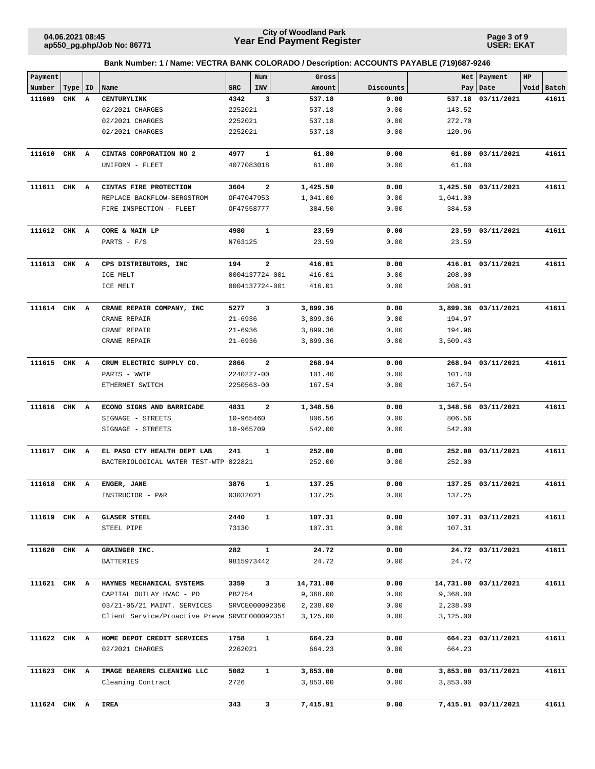**City of Woodland Park**
**Year End Payment Register**

04.06.2021 08:45
ap550_pg.php/Job No: 86771

USER: EKAT

**Bank Number: 1 / Name: VECTRA BANK COLORADO / Description: ACCOUNTS PAYABLE (719)687-9246**

| Payment Number | Type | ID | Name | SRC | Num INV | Gross Amount | Discounts | Net Pay | Payment Date | HP Void | Batch |
|---|---|---|---|---|---|---|---|---|---|---|---|
| **111609** | **CHK** | **A** | **CENTURYLINK** | **4342** | **3** | **537.18** | **0.00** | **537.18** | **03/11/2021** | | **41611** |
| | | | 02/2021 CHARGES | 2252021 | | 537.18 | 0.00 | 143.52 | | | |
| | | | 02/2021 CHARGES | 2252021 | | 537.18 | 0.00 | 272.70 | | | |
| | | | 02/2021 CHARGES | 2252021 | | 537.18 | 0.00 | 120.96 | | | |
| **111610** | **CHK** | **A** | **CINTAS CORPORATION NO 2** | **4977** | **1** | **61.80** | **0.00** | **61.80** | **03/11/2021** | | **41611** |
| | | | UNIFORM - FLEET | 4077083018 | | 61.80 | 0.00 | 61.80 | | | |
| **111611** | **CHK** | **A** | **CINTAS FIRE PROTECTION** | **3604** | **2** | **1,425.50** | **0.00** | **1,425.50** | **03/11/2021** | | **41611** |
| | | | REPLACE BACKFLOW-BERGSTROM | OF47047953 | | 1,041.00 | 0.00 | 1,041.00 | | | |
| | | | FIRE INSPECTION - FLEET | OF47558777 | | 384.50 | 0.00 | 384.50 | | | |
| **111612** | **CHK** | **A** | **CORE & MAIN LP** | **4980** | **1** | **23.59** | **0.00** | **23.59** | **03/11/2021** | | **41611** |
| | | | PARTS - F/S | N763125 | | 23.59 | 0.00 | 23.59 | | | |
| **111613** | **CHK** | **A** | **CPS DISTRIBUTORS, INC** | **194** | **2** | **416.01** | **0.00** | **416.01** | **03/11/2021** | | **41611** |
| | | | ICE MELT | 0004137724-001 | | 416.01 | 0.00 | 208.00 | | | |
| | | | ICE MELT | 0004137724-001 | | 416.01 | 0.00 | 208.01 | | | |
| **111614** | **CHK** | **A** | **CRANE REPAIR COMPANY, INC** | **5277** | **3** | **3,899.36** | **0.00** | **3,899.36** | **03/11/2021** | | **41611** |
| | | | CRANE REPAIR | 21-6936 | | 3,899.36 | 0.00 | 194.97 | | | |
| | | | CRANE REPAIR | 21-6936 | | 3,899.36 | 0.00 | 194.96 | | | |
| | | | CRANE REPAIR | 21-6936 | | 3,899.36 | 0.00 | 3,509.43 | | | |
| **111615** | **CHK** | **A** | **CRUM ELECTRIC SUPPLY CO.** | **2866** | **2** | **268.94** | **0.00** | **268.94** | **03/11/2021** | | **41611** |
| | | | PARTS - WWTP | 2240227-00 | | 101.40 | 0.00 | 101.40 | | | |
| | | | ETHERNET SWITCH | 2250563-00 | | 167.54 | 0.00 | 167.54 | | | |
| **111616** | **CHK** | **A** | **ECONO SIGNS AND BARRICADE** | **4831** | **2** | **1,348.56** | **0.00** | **1,348.56** | **03/11/2021** | | **41611** |
| | | | SIGNAGE - STREETS | 10-965460 | | 806.56 | 0.00 | 806.56 | | | |
| | | | SIGNAGE - STREETS | 10-965709 | | 542.00 | 0.00 | 542.00 | | | |
| **111617** | **CHK** | **A** | **EL PASO CTY HEALTH DEPT LAB** | **241** | **1** | **252.00** | **0.00** | **252.00** | **03/11/2021** | | **41611** |
| | | | BACTERIOLOGICAL WATER TEST-WTP | 022821 | | 252.00 | 0.00 | 252.00 | | | |
| **111618** | **CHK** | **A** | **ENGER, JANE** | **3876** | **1** | **137.25** | **0.00** | **137.25** | **03/11/2021** | | **41611** |
| | | | INSTRUCTOR - P&R | 03032021 | | 137.25 | 0.00 | 137.25 | | | |
| **111619** | **CHK** | **A** | **GLASER STEEL** | **2440** | **1** | **107.31** | **0.00** | **107.31** | **03/11/2021** | | **41611** |
| | | | STEEL PIPE | 73130 | | 107.31 | 0.00 | 107.31 | | | |
| **111620** | **CHK** | **A** | **GRAINGER INC.** | **282** | **1** | **24.72** | **0.00** | **24.72** | **03/11/2021** | | **41611** |
| | | | BATTERIES | 9815973442 | | 24.72 | 0.00 | 24.72 | | | |
| **111621** | **CHK** | **A** | **HAYNES MECHANICAL SYSTEMS** | **3359** | **3** | **14,731.00** | **0.00** | **14,731.00** | **03/11/2021** | | **41611** |
| | | | CAPITAL OUTLAY HVAC - PD | PB2754 | | 9,368.00 | 0.00 | 9,368.00 | | | |
| | | | 03/21-05/21 MAINT. SERVICES | SRVCE000092350 | | 2,238.00 | 0.00 | 2,238.00 | | | |
| | | | Client Service/Proactive Preve | SRVCE000092351 | | 3,125.00 | 0.00 | 3,125.00 | | | |
| **111622** | **CHK** | **A** | **HOME DEPOT CREDIT SERVICES** | **1758** | **1** | **664.23** | **0.00** | **664.23** | **03/11/2021** | | **41611** |
| | | | 02/2021 CHARGES | 2262021 | | 664.23 | 0.00 | 664.23 | | | |
| **111623** | **CHK** | **A** | **IMAGE BEARERS CLEANING LLC** | **5082** | **1** | **3,853.00** | **0.00** | **3,853.00** | **03/11/2021** | | **41611** |
| | | | Cleaning Contract | 2726 | | 3,853.00 | 0.00 | 3,853.00 | | | |
| **111624** | **CHK** | **A** | **IREA** | **343** | **3** | **7,415.91** | **0.00** | **7,415.91** | **03/11/2021** | | **41611** |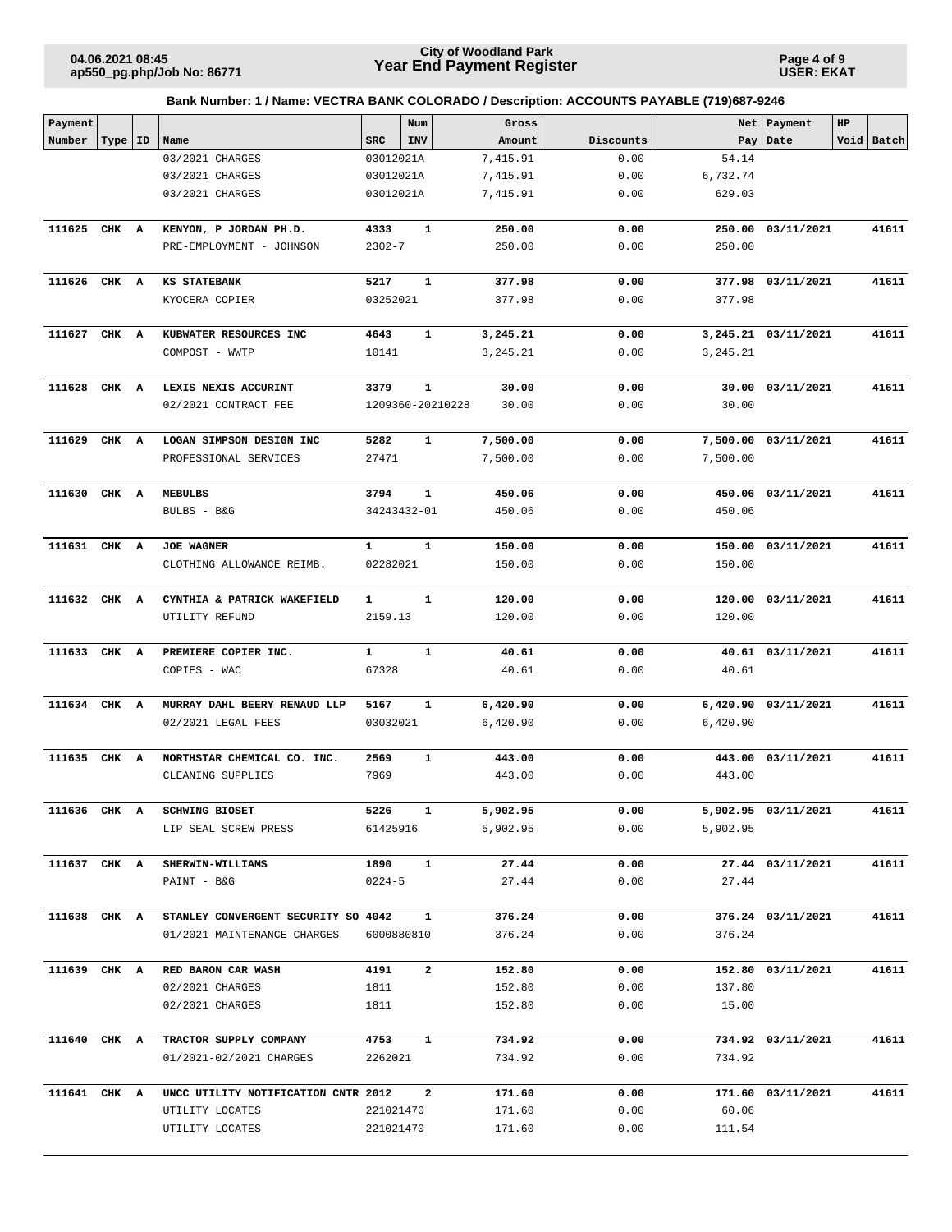**Bank Number: 1 / Name: VECTRA BANK COLORADO / Description: ACCOUNTS PAYABLE (719)687-9246**

| Payment Number | Type | ID | Name | SRC | Num INV | Gross Amount | Discounts | Net Pay | Payment Date | HP | Void | Batch |
|---|---|---|---|---|---|---|---|---|---|---|---|---|
| | | | 03/2021 CHARGES | 03012021A | | 7,415.91 | 0.00 | 54.14 | | | | |
| | | | 03/2021 CHARGES | 03012021A | | 7,415.91 | 0.00 | 6,732.74 | | | | |
| | | | 03/2021 CHARGES | 03012021A | | 7,415.91 | 0.00 | 629.03 | | | | |
| **111625** | **CHK** | **A** | **KENYON, P JORDAN PH.D.** | **4333** | **1** | **250.00** | **0.00** | **250.00** | **03/11/2021** | | | **41611** |
| | | | PRE-EMPLOYMENT - JOHNSON | 2302-7 | | 250.00 | 0.00 | 250.00 | | | | |
| **111626** | **CHK** | **A** | **KS STATEBANK** | **5217** | **1** | **377.98** | **0.00** | **377.98** | **03/11/2021** | | | **41611** |
| | | | KYOCERA COPIER | 03252021 | | 377.98 | 0.00 | 377.98 | | | | |
| **111627** | **CHK** | **A** | **KUBWATER RESOURCES INC** | **4643** | **1** | **3,245.21** | **0.00** | **3,245.21** | **03/11/2021** | | | **41611** |
| | | | COMPOST - WWTP | 10141 | | 3,245.21 | 0.00 | 3,245.21 | | | | |
| **111628** | **CHK** | **A** | **LEXIS NEXIS ACCURINT** | **3379** | **1** | **30.00** | **0.00** | **30.00** | **03/11/2021** | | | **41611** |
| | | | 02/2021 CONTRACT FEE | 1209360-20210228 | | 30.00 | 0.00 | 30.00 | | | | |
| **111629** | **CHK** | **A** | **LOGAN SIMPSON DESIGN INC** | **5282** | **1** | **7,500.00** | **0.00** | **7,500.00** | **03/11/2021** | | | **41611** |
| | | | PROFESSIONAL SERVICES | 27471 | | 7,500.00 | 0.00 | 7,500.00 | | | | |
| **111630** | **CHK** | **A** | **MEBULBS** | **3794** | **1** | **450.06** | **0.00** | **450.06** | **03/11/2021** | | | **41611** |
| | | | BULBS - B&G | 34243432-01 | | 450.06 | 0.00 | 450.06 | | | | |
| **111631** | **CHK** | **A** | **JOE WAGNER** | **1** | **1** | **150.00** | **0.00** | **150.00** | **03/11/2021** | | | **41611** |
| | | | CLOTHING ALLOWANCE REIMB. | 02282021 | | 150.00 | 0.00 | 150.00 | | | | |
| **111632** | **CHK** | **A** | **CYNTHIA & PATRICK WAKEFIELD** | **1** | **1** | **120.00** | **0.00** | **120.00** | **03/11/2021** | | | **41611** |
| | | | UTILITY REFUND | 2159.13 | | 120.00 | 0.00 | 120.00 | | | | |
| **111633** | **CHK** | **A** | **PREMIERE COPIER INC.** | **1** | **1** | **40.61** | **0.00** | **40.61** | **03/11/2021** | | | **41611** |
| | | | COPIES - WAC | 67328 | | 40.61 | 0.00 | 40.61 | | | | |
| **111634** | **CHK** | **A** | **MURRAY DAHL BEERY RENAUD LLP** | **5167** | **1** | **6,420.90** | **0.00** | **6,420.90** | **03/11/2021** | | | **41611** |
| | | | 02/2021 LEGAL FEES | 03032021 | | 6,420.90 | 0.00 | 6,420.90 | | | | |
| **111635** | **CHK** | **A** | **NORTHSTAR CHEMICAL CO. INC.** | **2569** | **1** | **443.00** | **0.00** | **443.00** | **03/11/2021** | | | **41611** |
| | | | CLEANING SUPPLIES | 7969 | | 443.00 | 0.00 | 443.00 | | | | |
| **111636** | **CHK** | **A** | **SCHWING BIOSET** | **5226** | **1** | **5,902.95** | **0.00** | **5,902.95** | **03/11/2021** | | | **41611** |
| | | | LIP SEAL SCREW PRESS | 61425916 | | 5,902.95 | 0.00 | 5,902.95 | | | | |
| **111637** | **CHK** | **A** | **SHERWIN-WILLIAMS** | **1890** | **1** | **27.44** | **0.00** | **27.44** | **03/11/2021** | | | **41611** |
| | | | PAINT - B&G | 0224-5 | | 27.44 | 0.00 | 27.44 | | | | |
| **111638** | **CHK** | **A** | **STANLEY CONVERGENT SECURITY SO** | **4042** | **1** | **376.24** | **0.00** | **376.24** | **03/11/2021** | | | **41611** |
| | | | 01/2021 MAINTENANCE CHARGES | 6000880810 | | 376.24 | 0.00 | 376.24 | | | | |
| **111639** | **CHK** | **A** | **RED BARON CAR WASH** | **4191** | **2** | **152.80** | **0.00** | **152.80** | **03/11/2021** | | | **41611** |
| | | | 02/2021 CHARGES | 1811 | | 152.80 | 0.00 | 137.80 | | | | |
| | | | 02/2021 CHARGES | 1811 | | 152.80 | 0.00 | 15.00 | | | | |
| **111640** | **CHK** | **A** | **TRACTOR SUPPLY COMPANY** | **4753** | **1** | **734.92** | **0.00** | **734.92** | **03/11/2021** | | | **41611** |
| | | | 01/2021-02/2021 CHARGES | 2262021 | | 734.92 | 0.00 | 734.92 | | | | |
| **111641** | **CHK** | **A** | **UNCC UTILITY NOTIFICATION CNTR** | **2012** | **2** | **171.60** | **0.00** | **171.60** | **03/11/2021** | | | **41611** |
| | | | UTILITY LOCATES | 221021470 | | 171.60 | 0.00 | 60.06 | | | | |
| | | | UTILITY LOCATES | 221021470 | | 171.60 | 0.00 | 111.54 | | | | |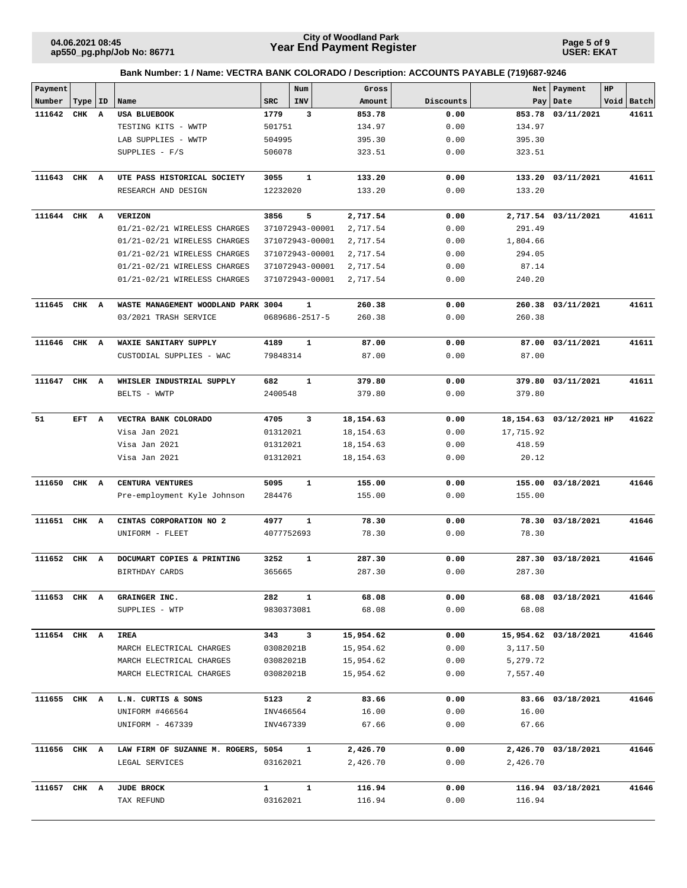**Bank Number: 1 / Name: VECTRA BANK COLORADO / Description: ACCOUNTS PAYABLE (719)687-9246**

| Payment Number | Type | ID | Name | SRC | Num INV | Gross Amount | Discounts | Net Pay | Payment Date | HP Void | Batch |
|---|---|---|---|---|---|---|---|---|---|---|---|
| **111642** | **CHK** | **A** | **USA BLUEBOOK** | **1779** | **3** | **853.78** | **0.00** | **853.78** | **03/11/2021** | | **41611** |
| | | | TESTING KITS - WWTP | 501751 | | 134.97 | 0.00 | 134.97 | | | |
| | | | LAB SUPPLIES - WWTP | 504995 | | 395.30 | 0.00 | 395.30 | | | |
| | | | SUPPLIES - F/S | 506078 | | 323.51 | 0.00 | 323.51 | | | |
| **111643** | **CHK** | **A** | **UTE PASS HISTORICAL SOCIETY** | **3055** | **1** | **133.20** | **0.00** | **133.20** | **03/11/2021** | | **41611** |
| | | | RESEARCH AND DESIGN | 12232020 | | 133.20 | 0.00 | 133.20 | | | |
| **111644** | **CHK** | **A** | **VERIZON** | **3856** | **5** | **2,717.54** | **0.00** | **2,717.54** | **03/11/2021** | | **41611** |
| | | | 01/21-02/21 WIRELESS CHARGES | 371072943-00001 | | 2,717.54 | 0.00 | 291.49 | | | |
| | | | 01/21-02/21 WIRELESS CHARGES | 371072943-00001 | | 2,717.54 | 0.00 | 1,804.66 | | | |
| | | | 01/21-02/21 WIRELESS CHARGES | 371072943-00001 | | 2,717.54 | 0.00 | 294.05 | | | |
| | | | 01/21-02/21 WIRELESS CHARGES | 371072943-00001 | | 2,717.54 | 0.00 | 87.14 | | | |
| | | | 01/21-02/21 WIRELESS CHARGES | 371072943-00001 | | 2,717.54 | 0.00 | 240.20 | | | |
| **111645** | **CHK** | **A** | **WASTE MANAGEMENT WOODLAND PARK** | **3004** | **1** | **260.38** | **0.00** | **260.38** | **03/11/2021** | | **41611** |
| | | | 03/2021 TRASH SERVICE | 0689686-2517-5 | | 260.38 | 0.00 | 260.38 | | | |
| **111646** | **CHK** | **A** | **WAXIE SANITARY SUPPLY** | **4189** | **1** | **87.00** | **0.00** | **87.00** | **03/11/2021** | | **41611** |
| | | | CUSTODIAL SUPPLIES - WAC | 79848314 | | 87.00 | 0.00 | 87.00 | | | |
| **111647** | **CHK** | **A** | **WHISLER INDUSTRIAL SUPPLY** | **682** | **1** | **379.80** | **0.00** | **379.80** | **03/11/2021** | | **41611** |
| | | | BELTS - WWTP | 2400548 | | 379.80 | 0.00 | 379.80 | | | |
| **51** | **EFT** | **A** | **VECTRA BANK COLORADO** | **4705** | **3** | **18,154.63** | **0.00** | **18,154.63** | **03/12/2021** | **HP** | **41622** |
| | | | Visa Jan 2021 | 01312021 | | 18,154.63 | 0.00 | 17,715.92 | | | |
| | | | Visa Jan 2021 | 01312021 | | 18,154.63 | 0.00 | 418.59 | | | |
| | | | Visa Jan 2021 | 01312021 | | 18,154.63 | 0.00 | 20.12 | | | |
| **111650** | **CHK** | **A** | **CENTURA VENTURES** | **5095** | **1** | **155.00** | **0.00** | **155.00** | **03/18/2021** | | **41646** |
| | | | Pre-employment Kyle Johnson | 284476 | | 155.00 | 0.00 | 155.00 | | | |
| **111651** | **CHK** | **A** | **CINTAS CORPORATION NO 2** | **4977** | **1** | **78.30** | **0.00** | **78.30** | **03/18/2021** | | **41646** |
| | | | UNIFORM - FLEET | 4077752693 | | 78.30 | 0.00 | 78.30 | | | |
| **111652** | **CHK** | **A** | **DOCUMART COPIES & PRINTING** | **3252** | **1** | **287.30** | **0.00** | **287.30** | **03/18/2021** | | **41646** |
| | | | BIRTHDAY CARDS | 365665 | | 287.30 | 0.00 | 287.30 | | | |
| **111653** | **CHK** | **A** | **GRAINGER INC.** | **282** | **1** | **68.08** | **0.00** | **68.08** | **03/18/2021** | | **41646** |
| | | | SUPPLIES - WTP | 9830373081 | | 68.08 | 0.00 | 68.08 | | | |
| **111654** | **CHK** | **A** | **IREA** | **343** | **3** | **15,954.62** | **0.00** | **15,954.62** | **03/18/2021** | | **41646** |
| | | | MARCH ELECTRICAL CHARGES | 03082021B | | 15,954.62 | 0.00 | 3,117.50 | | | |
| | | | MARCH ELECTRICAL CHARGES | 03082021B | | 15,954.62 | 0.00 | 5,279.72 | | | |
| | | | MARCH ELECTRICAL CHARGES | 03082021B | | 15,954.62 | 0.00 | 7,557.40 | | | |
| **111655** | **CHK** | **A** | **L.N. CURTIS & SONS** | **5123** | **2** | **83.66** | **0.00** | **83.66** | **03/18/2021** | | **41646** |
| | | | UNIFORM #466564 | INV466564 | | 16.00 | 0.00 | 16.00 | | | |
| | | | UNIFORM - 467339 | INV467339 | | 67.66 | 0.00 | 67.66 | | | |
| **111656** | **CHK** | **A** | **LAW FIRM OF SUZANNE M. ROGERS,** | **5054** | **1** | **2,426.70** | **0.00** | **2,426.70** | **03/18/2021** | | **41646** |
| | | | LEGAL SERVICES | 03162021 | | 2,426.70 | 0.00 | 2,426.70 | | | |
| **111657** | **CHK** | **A** | **JUDE BROCK** | **1** | **1** | **116.94** | **0.00** | **116.94** | **03/18/2021** | | **41646** |
| | | | TAX REFUND | 03162021 | | 116.94 | 0.00 | 116.94 | | | |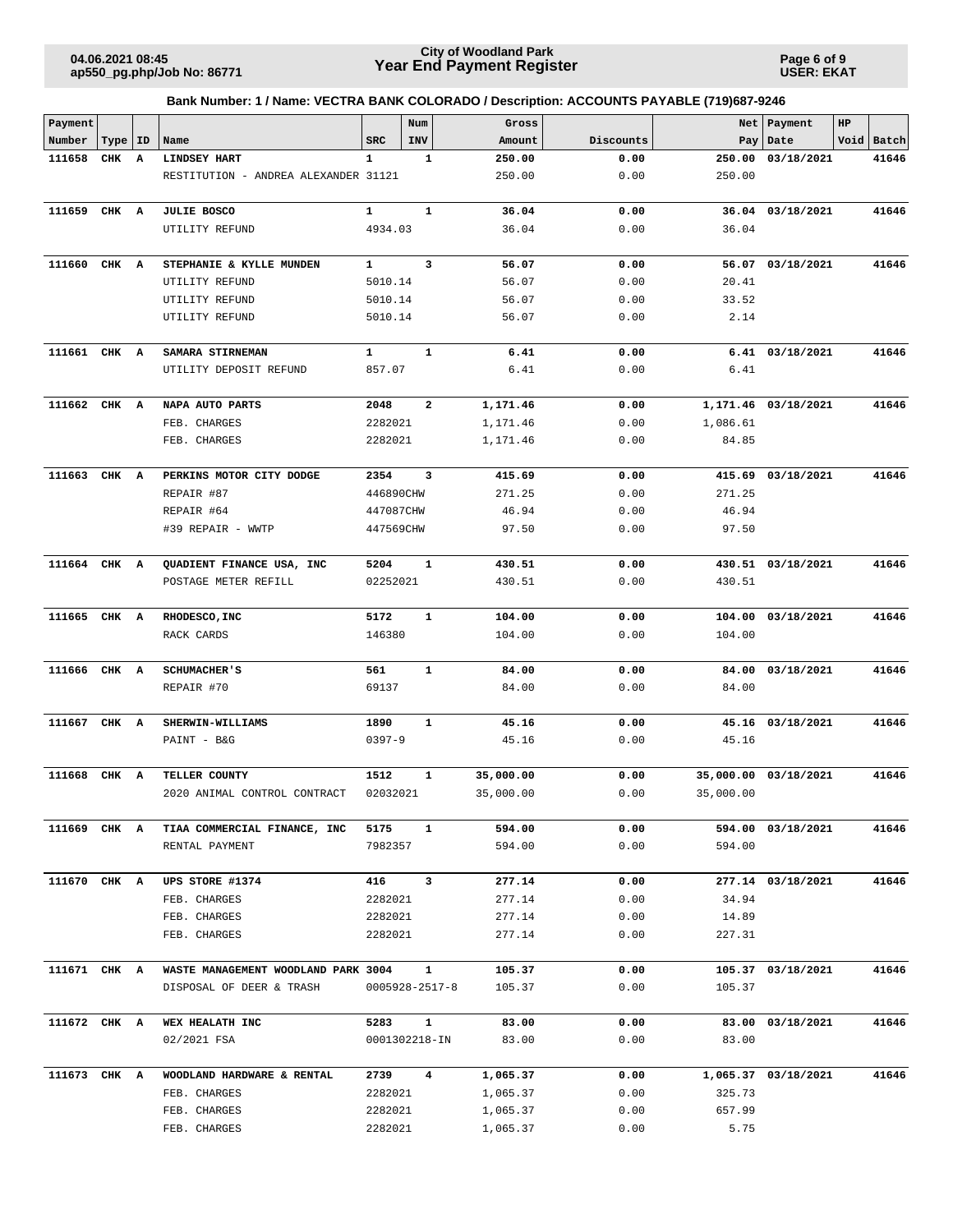**City of Woodland Park**
**Year End Payment Register**

04.06.2021 08:45
ap550_pg.php/Job No: 86771

USER: EKAT

**Bank Number: 1 / Name: VECTRA BANK COLORADO / Description: ACCOUNTS PAYABLE (719)687-9246**

| Payment Number | Type | ID | Name | SRC | Num INV | Gross Amount | Discounts | Net Pay | Payment Date | HP Void | Batch |
|---|---|---|---|---|---|---|---|---|---|---|---|
| **111658** | **CHK** | **A** | **LINDSEY HART** | **1** | **1** | **250.00** | **0.00** | **250.00** | **03/18/2021** | | **41646** |
| | | | RESTITUTION - ANDREA ALEXANDER | 31121 | | 250.00 | 0.00 | 250.00 | | | |
| **111659** | **CHK** | **A** | **JULIE BOSCO** | **1** | **1** | **36.04** | **0.00** | **36.04** | **03/18/2021** | | **41646** |
| | | | UTILITY REFUND | 4934.03 | | 36.04 | 0.00 | 36.04 | | | |
| **111660** | **CHK** | **A** | **STEPHANIE & KYLLE MUNDEN** | **1** | **3** | **56.07** | **0.00** | **56.07** | **03/18/2021** | | **41646** |
| | | | UTILITY REFUND | 5010.14 | | 56.07 | 0.00 | 20.41 | | | |
| | | | UTILITY REFUND | 5010.14 | | 56.07 | 0.00 | 33.52 | | | |
| | | | UTILITY REFUND | 5010.14 | | 56.07 | 0.00 | 2.14 | | | |
| **111661** | **CHK** | **A** | **SAMARA STIRNEMAN** | **1** | **1** | **6.41** | **0.00** | **6.41** | **03/18/2021** | | **41646** |
| | | | UTILITY DEPOSIT REFUND | 857.07 | | 6.41 | 0.00 | 6.41 | | | |
| **111662** | **CHK** | **A** | **NAPA AUTO PARTS** | **2048** | **2** | **1,171.46** | **0.00** | **1,171.46** | **03/18/2021** | | **41646** |
| | | | FEB. CHARGES | 2282021 | | 1,171.46 | 0.00 | 1,086.61 | | | |
| | | | FEB. CHARGES | 2282021 | | 1,171.46 | 0.00 | 84.85 | | | |
| **111663** | **CHK** | **A** | **PERKINS MOTOR CITY DODGE** | **2354** | **3** | **415.69** | **0.00** | **415.69** | **03/18/2021** | | **41646** |
| | | | REPAIR #87 | 446890CHW | | 271.25 | 0.00 | 271.25 | | | |
| | | | REPAIR #64 | 447087CHW | | 46.94 | 0.00 | 46.94 | | | |
| | | | #39 REPAIR - WWTP | 447569CHW | | 97.50 | 0.00 | 97.50 | | | |
| **111664** | **CHK** | **A** | **QUADIENT FINANCE USA, INC** | **5204** | **1** | **430.51** | **0.00** | **430.51** | **03/18/2021** | | **41646** |
| | | | POSTAGE METER REFILL | 02252021 | | 430.51 | 0.00 | 430.51 | | | |
| **111665** | **CHK** | **A** | **RHODESCO,INC** | **5172** | **1** | **104.00** | **0.00** | **104.00** | **03/18/2021** | | **41646** |
| | | | RACK CARDS | 146380 | | 104.00 | 0.00 | 104.00 | | | |
| **111666** | **CHK** | **A** | **SCHUMACHER'S** | **561** | **1** | **84.00** | **0.00** | **84.00** | **03/18/2021** | | **41646** |
| | | | REPAIR #70 | 69137 | | 84.00 | 0.00 | 84.00 | | | |
| **111667** | **CHK** | **A** | **SHERWIN-WILLIAMS** | **1890** | **1** | **45.16** | **0.00** | **45.16** | **03/18/2021** | | **41646** |
| | | | PAINT - B&G | 0397-9 | | 45.16 | 0.00 | 45.16 | | | |
| **111668** | **CHK** | **A** | **TELLER COUNTY** | **1512** | **1** | **35,000.00** | **0.00** | **35,000.00** | **03/18/2021** | | **41646** |
| | | | 2020 ANIMAL CONTROL CONTRACT | 02032021 | | 35,000.00 | 0.00 | 35,000.00 | | | |
| **111669** | **CHK** | **A** | **TIAA COMMERCIAL FINANCE, INC** | **5175** | **1** | **594.00** | **0.00** | **594.00** | **03/18/2021** | | **41646** |
| | | | RENTAL PAYMENT | 7982357 | | 594.00 | 0.00 | 594.00 | | | |
| **111670** | **CHK** | **A** | **UPS STORE #1374** | **416** | **3** | **277.14** | **0.00** | **277.14** | **03/18/2021** | | **41646** |
| | | | FEB. CHARGES | 2282021 | | 277.14 | 0.00 | 34.94 | | | |
| | | | FEB. CHARGES | 2282021 | | 277.14 | 0.00 | 14.89 | | | |
| | | | FEB. CHARGES | 2282021 | | 277.14 | 0.00 | 227.31 | | | |
| **111671** | **CHK** | **A** | **WASTE MANAGEMENT WOODLAND PARK** | **3004** | **1** | **105.37** | **0.00** | **105.37** | **03/18/2021** | | **41646** |
| | | | DISPOSAL OF DEER & TRASH | 0005928-2517-8 | | 105.37 | 0.00 | 105.37 | | | |
| **111672** | **CHK** | **A** | **WEX HEALATH INC** | **5283** | **1** | **83.00** | **0.00** | **83.00** | **03/18/2021** | | **41646** |
| | | | 02/2021 FSA | 0001302218-IN | | 83.00 | 0.00 | 83.00 | | | |
| **111673** | **CHK** | **A** | **WOODLAND HARDWARE & RENTAL** | **2739** | **4** | **1,065.37** | **0.00** | **1,065.37** | **03/18/2021** | | **41646** |
| | | | FEB. CHARGES | 2282021 | | 1,065.37 | 0.00 | 325.73 | | | |
| | | | FEB. CHARGES | 2282021 | | 1,065.37 | 0.00 | 657.99 | | | |
| | | | FEB. CHARGES | 2282021 | | 1,065.37 | 0.00 | 5.75 | | | |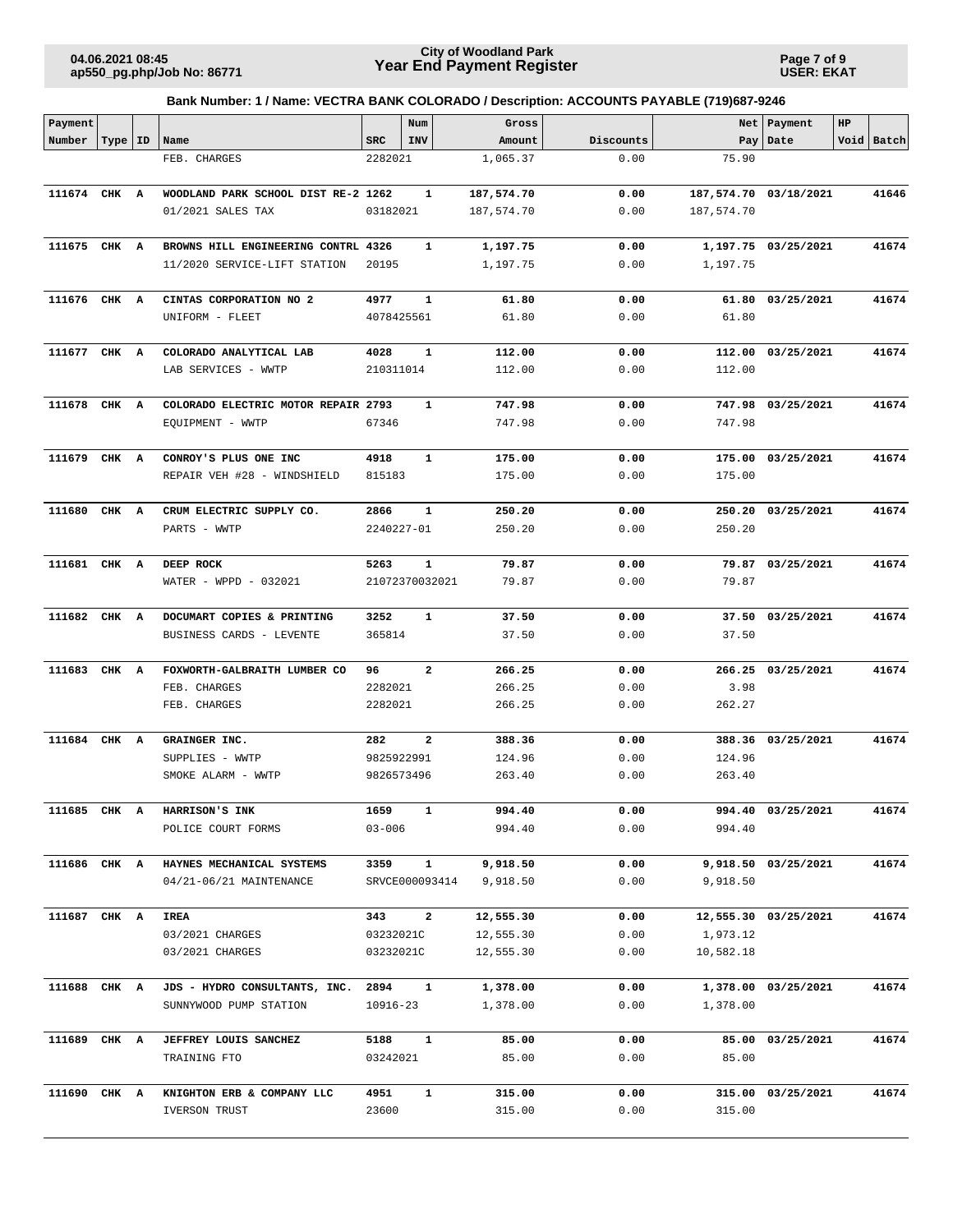**City of Woodland Park**
**Year End Payment Register**

04.06.2021 08:45
ap550_pg.php/Job No: 86771

USER: EKAT

**Bank Number: 1 / Name: VECTRA BANK COLORADO / Description: ACCOUNTS PAYABLE (719)687-9246**

| Payment Number | Type | ID | Name | SRC | Num INV | Gross Amount | Discounts | Net Pay | Payment Date | HP Void | Batch |
|---|---|---|---|---|---|---|---|---|---|---|---|
| | | | FEB. CHARGES | 2282021 | | 1,065.37 | 0.00 | 75.90 | | | |
| **111674** | **CHK** | **A** | **WOODLAND PARK SCHOOL DIST RE-2** | **1262** | **1** | **187,574.70** | **0.00** | **187,574.70** | **03/18/2021** | | **41646** |
| | | | 01/2021 SALES TAX | 03182021 | | 187,574.70 | 0.00 | 187,574.70 | | | |
| **111675** | **CHK** | **A** | **BROWNS HILL ENGINEERING CONTRL** | **4326** | **1** | **1,197.75** | **0.00** | **1,197.75** | **03/25/2021** | | **41674** |
| | | | 11/2020 SERVICE-LIFT STATION | 20195 | | 1,197.75 | 0.00 | 1,197.75 | | | |
| **111676** | **CHK** | **A** | **CINTAS CORPORATION NO 2** | **4977** | **1** | **61.80** | **0.00** | **61.80** | **03/25/2021** | | **41674** |
| | | | UNIFORM - FLEET | 4078425561 | | 61.80 | 0.00 | 61.80 | | | |
| **111677** | **CHK** | **A** | **COLORADO ANALYTICAL LAB** | **4028** | **1** | **112.00** | **0.00** | **112.00** | **03/25/2021** | | **41674** |
| | | | LAB SERVICES - WWTP | 210311014 | | 112.00 | 0.00 | 112.00 | | | |
| **111678** | **CHK** | **A** | **COLORADO ELECTRIC MOTOR REPAIR** | **2793** | **1** | **747.98** | **0.00** | **747.98** | **03/25/2021** | | **41674** |
| | | | EQUIPMENT - WWTP | 67346 | | 747.98 | 0.00 | 747.98 | | | |
| **111679** | **CHK** | **A** | **CONROY'S PLUS ONE INC** | **4918** | **1** | **175.00** | **0.00** | **175.00** | **03/25/2021** | | **41674** |
| | | | REPAIR VEH #28 - WINDSHIELD | 815183 | | 175.00 | 0.00 | 175.00 | | | |
| **111680** | **CHK** | **A** | **CRUM ELECTRIC SUPPLY CO.** | **2866** | **1** | **250.20** | **0.00** | **250.20** | **03/25/2021** | | **41674** |
| | | | PARTS - WWTP | 2240227-01 | | 250.20 | 0.00 | 250.20 | | | |
| **111681** | **CHK** | **A** | **DEEP ROCK** | **5263** | **1** | **79.87** | **0.00** | **79.87** | **03/25/2021** | | **41674** |
| | | | WATER - WPPD - 032021 | 21072370032021 | | 79.87 | 0.00 | 79.87 | | | |
| **111682** | **CHK** | **A** | **DOCUMART COPIES & PRINTING** | **3252** | **1** | **37.50** | **0.00** | **37.50** | **03/25/2021** | | **41674** |
| | | | BUSINESS CARDS - LEVENTE | 365814 | | 37.50 | 0.00 | 37.50 | | | |
| **111683** | **CHK** | **A** | **FOXWORTH-GALBRAITH LUMBER CO** | **96** | **2** | **266.25** | **0.00** | **266.25** | **03/25/2021** | | **41674** |
| | | | FEB. CHARGES | 2282021 | | 266.25 | 0.00 | 3.98 | | | |
| | | | FEB. CHARGES | 2282021 | | 266.25 | 0.00 | 262.27 | | | |
| **111684** | **CHK** | **A** | **GRAINGER INC.** | **282** | **2** | **388.36** | **0.00** | **388.36** | **03/25/2021** | | **41674** |
| | | | SUPPLIES - WWTP | 9825922991 | | 124.96 | 0.00 | 124.96 | | | |
| | | | SMOKE ALARM - WWTP | 9826573496 | | 263.40 | 0.00 | 263.40 | | | |
| **111685** | **CHK** | **A** | **HARRISON'S INK** | **1659** | **1** | **994.40** | **0.00** | **994.40** | **03/25/2021** | | **41674** |
| | | | POLICE COURT FORMS | 03-006 | | 994.40 | 0.00 | 994.40 | | | |
| **111686** | **CHK** | **A** | **HAYNES MECHANICAL SYSTEMS** | **3359** | **1** | **9,918.50** | **0.00** | **9,918.50** | **03/25/2021** | | **41674** |
| | | | 04/21-06/21 MAINTENANCE | SRVCE000093414 | | 9,918.50 | 0.00 | 9,918.50 | | | |
| **111687** | **CHK** | **A** | **IREA** | **343** | **2** | **12,555.30** | **0.00** | **12,555.30** | **03/25/2021** | | **41674** |
| | | | 03/2021 CHARGES | 03232021C | | 12,555.30 | 0.00 | 1,973.12 | | | |
| | | | 03/2021 CHARGES | 03232021C | | 12,555.30 | 0.00 | 10,582.18 | | | |
| **111688** | **CHK** | **A** | **JDS - HYDRO CONSULTANTS, INC.** | **2894** | **1** | **1,378.00** | **0.00** | **1,378.00** | **03/25/2021** | | **41674** |
| | | | SUNNYWOOD PUMP STATION | 10916-23 | | 1,378.00 | 0.00 | 1,378.00 | | | |
| **111689** | **CHK** | **A** | **JEFFREY LOUIS SANCHEZ** | **5188** | **1** | **85.00** | **0.00** | **85.00** | **03/25/2021** | | **41674** |
| | | | TRAINING FTO | 03242021 | | 85.00 | 0.00 | 85.00 | | | |
| **111690** | **CHK** | **A** | **KNIGHTON ERB & COMPANY LLC** | **4951** | **1** | **315.00** | **0.00** | **315.00** | **03/25/2021** | | **41674** |
| | | | IVERSON TRUST | 23600 | | 315.00 | 0.00 | 315.00 | | | |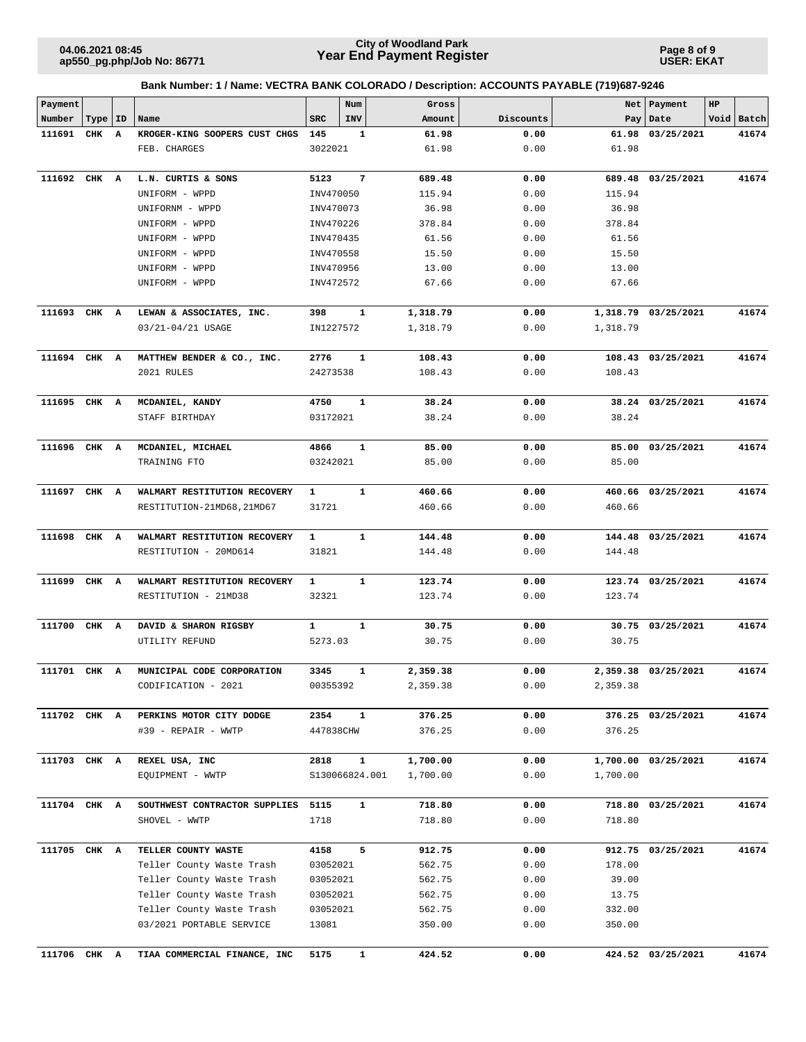**Bank Number: 1 / Name: VECTRA BANK COLORADO / Description: ACCOUNTS PAYABLE (719)687-9246**

| Payment Number | Type | ID | Name | SRC | Num INV | Gross Amount | Discounts | Net Pay | Payment Date | HP Void | Batch |
|---|---|---|---|---|---|---|---|---|---|---|---|
| **111691** | **CHK** | **A** | **KROGER-KING SOOPERS CUST CHGS** | **145** | **1** | **61.98** | **0.00** | **61.98** | **03/25/2021** | | **41674** |
| | | | FEB. CHARGES | 3022021 | | 61.98 | 0.00 | 61.98 | | | |
| **111692** | **CHK** | **A** | **L.N. CURTIS & SONS** | **5123** | **7** | **689.48** | **0.00** | **689.48** | **03/25/2021** | | **41674** |
| | | | UNIFORM - WPPD | INV470050 | | 115.94 | 0.00 | 115.94 | | | |
| | | | UNIFORNM - WPPD | INV470073 | | 36.98 | 0.00 | 36.98 | | | |
| | | | UNIFORM - WPPD | INV470226 | | 378.84 | 0.00 | 378.84 | | | |
| | | | UNIFORM - WPPD | INV470435 | | 61.56 | 0.00 | 61.56 | | | |
| | | | UNIFORM - WPPD | INV470558 | | 15.50 | 0.00 | 15.50 | | | |
| | | | UNIFORM - WPPD | INV470956 | | 13.00 | 0.00 | 13.00 | | | |
| | | | UNIFORM - WPPD | INV472572 | | 67.66 | 0.00 | 67.66 | | | |
| **111693** | **CHK** | **A** | **LEWAN & ASSOCIATES, INC.** | **398** | **1** | **1,318.79** | **0.00** | **1,318.79** | **03/25/2021** | | **41674** |
| | | | 03/21-04/21 USAGE | IN1227572 | | 1,318.79 | 0.00 | 1,318.79 | | | |
| **111694** | **CHK** | **A** | **MATTHEW BENDER & CO., INC.** | **2776** | **1** | **108.43** | **0.00** | **108.43** | **03/25/2021** | | **41674** |
| | | | 2021 RULES | 24273538 | | 108.43 | 0.00 | 108.43 | | | |
| **111695** | **CHK** | **A** | **MCDANIEL, KANDY** | **4750** | **1** | **38.24** | **0.00** | **38.24** | **03/25/2021** | | **41674** |
| | | | STAFF BIRTHDAY | 03172021 | | 38.24 | 0.00 | 38.24 | | | |
| **111696** | **CHK** | **A** | **MCDANIEL, MICHAEL** | **4866** | **1** | **85.00** | **0.00** | **85.00** | **03/25/2021** | | **41674** |
| | | | TRAINING FTO | 03242021 | | 85.00 | 0.00 | 85.00 | | | |
| **111697** | **CHK** | **A** | **WALMART RESTITUTION RECOVERY** | **1** | **1** | **460.66** | **0.00** | **460.66** | **03/25/2021** | | **41674** |
| | | | RESTITUTION-21MD68,21MD67 | 31721 | | 460.66 | 0.00 | 460.66 | | | |
| **111698** | **CHK** | **A** | **WALMART RESTITUTION RECOVERY** | **1** | **1** | **144.48** | **0.00** | **144.48** | **03/25/2021** | | **41674** |
| | | | RESTITUTION - 20MD614 | 31821 | | 144.48 | 0.00 | 144.48 | | | |
| **111699** | **CHK** | **A** | **WALMART RESTITUTION RECOVERY** | **1** | **1** | **123.74** | **0.00** | **123.74** | **03/25/2021** | | **41674** |
| | | | RESTITUTION - 21MD38 | 32321 | | 123.74 | 0.00 | 123.74 | | | |
| **111700** | **CHK** | **A** | **DAVID & SHARON RIGSBY** | **1** | **1** | **30.75** | **0.00** | **30.75** | **03/25/2021** | | **41674** |
| | | | UTILITY REFUND | 5273.03 | | 30.75 | 0.00 | 30.75 | | | |
| **111701** | **CHK** | **A** | **MUNICIPAL CODE CORPORATION** | **3345** | **1** | **2,359.38** | **0.00** | **2,359.38** | **03/25/2021** | | **41674** |
| | | | CODIFICATION - 2021 | 00355392 | | 2,359.38 | 0.00 | 2,359.38 | | | |
| **111702** | **CHK** | **A** | **PERKINS MOTOR CITY DODGE** | **2354** | **1** | **376.25** | **0.00** | **376.25** | **03/25/2021** | | **41674** |
| | | | #39 - REPAIR - WWTP | 447838CHW | | 376.25 | 0.00 | 376.25 | | | |
| **111703** | **CHK** | **A** | **REXEL USA, INC** | **2818** | **1** | **1,700.00** | **0.00** | **1,700.00** | **03/25/2021** | | **41674** |
| | | | EQUIPMENT - WWTP | S130066824.001 | | 1,700.00 | 0.00 | 1,700.00 | | | |
| **111704** | **CHK** | **A** | **SOUTHWEST CONTRACTOR SUPPLIES** | **5115** | **1** | **718.80** | **0.00** | **718.80** | **03/25/2021** | | **41674** |
| | | | SHOVEL - WWTP | 1718 | | 718.80 | 0.00 | 718.80 | | | |
| **111705** | **CHK** | **A** | **TELLER COUNTY WASTE** | **4158** | **5** | **912.75** | **0.00** | **912.75** | **03/25/2021** | | **41674** |
| | | | Teller County Waste Trash | 03052021 | | 562.75 | 0.00 | 178.00 | | | |
| | | | Teller County Waste Trash | 03052021 | | 562.75 | 0.00 | 39.00 | | | |
| | | | Teller County Waste Trash | 03052021 | | 562.75 | 0.00 | 13.75 | | | |
| | | | Teller County Waste Trash | 03052021 | | 562.75 | 0.00 | 332.00 | | | |
| | | | 03/2021 PORTABLE SERVICE | 13081 | | 350.00 | 0.00 | 350.00 | | | |
| **111706** | **CHK** | **A** | **TIAA COMMERCIAL FINANCE, INC** | **5175** | **1** | **424.52** | **0.00** | **424.52** | **03/25/2021** | | **41674** |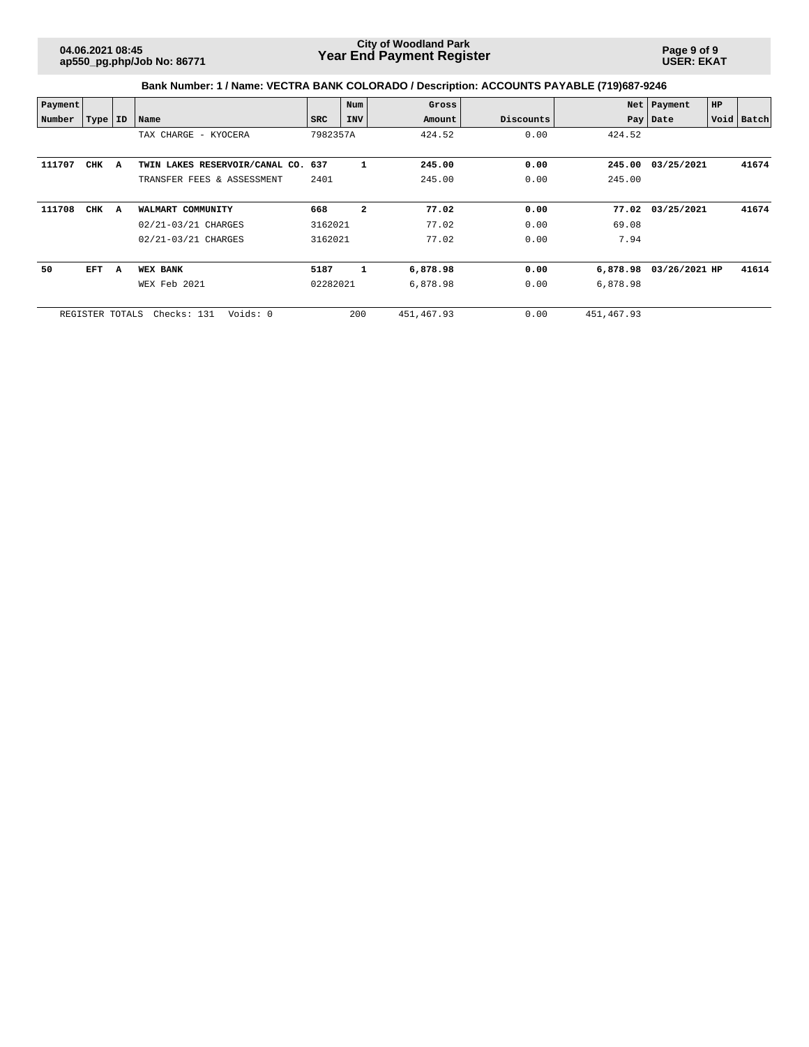**Bank Number: 1 / Name: VECTRA BANK COLORADO / Description: ACCOUNTS PAYABLE (719)687-9246**

| Payment Number | Type | ID | Name | SRC | Num INV | Gross Amount | Discounts | Net Pay | Payment Date | HP Void | Batch |
|---|---|---|---|---|---|---|---|---|---|---|---|
| | | | TAX CHARGE - KYOCERA | 7982357A | | 424.52 | 0.00 | 424.52 | | | |
| **111707** | **CHK** | **A** | **TWIN LAKES RESERVOIR/CANAL CO.** | **637** | **1** | **245.00** | **0.00** | **245.00** | **03/25/2021** | | **41674** |
| | | | TRANSFER FEES & ASSESSMENT | 2401 | | 245.00 | 0.00 | 245.00 | | | |
| **111708** | **CHK** | **A** | **WALMART COMMUNITY** | **668** | **2** | **77.02** | **0.00** | **77.02** | **03/25/2021** | | **41674** |
| | | | 02/21-03/21 CHARGES | 3162021 | | 77.02 | 0.00 | 69.08 | | | |
| | | | 02/21-03/21 CHARGES | 3162021 | | 77.02 | 0.00 | 7.94 | | | |
| **50** | **EFT** | **A** | **WEX BANK** | **5187** | **1** | **6,878.98** | **0.00** | **6,878.98** | **03/26/2021** | **HP** | **41614** |
| | | | WEX Feb 2021 | 02282021 | | 6,878.98 | 0.00 | 6,878.98 | | | |
| | REGISTER TOTALS | | Checks: 131 Voids: 0 | | 200 | 451,467.93 | 0.00 | 451,467.93 | | | |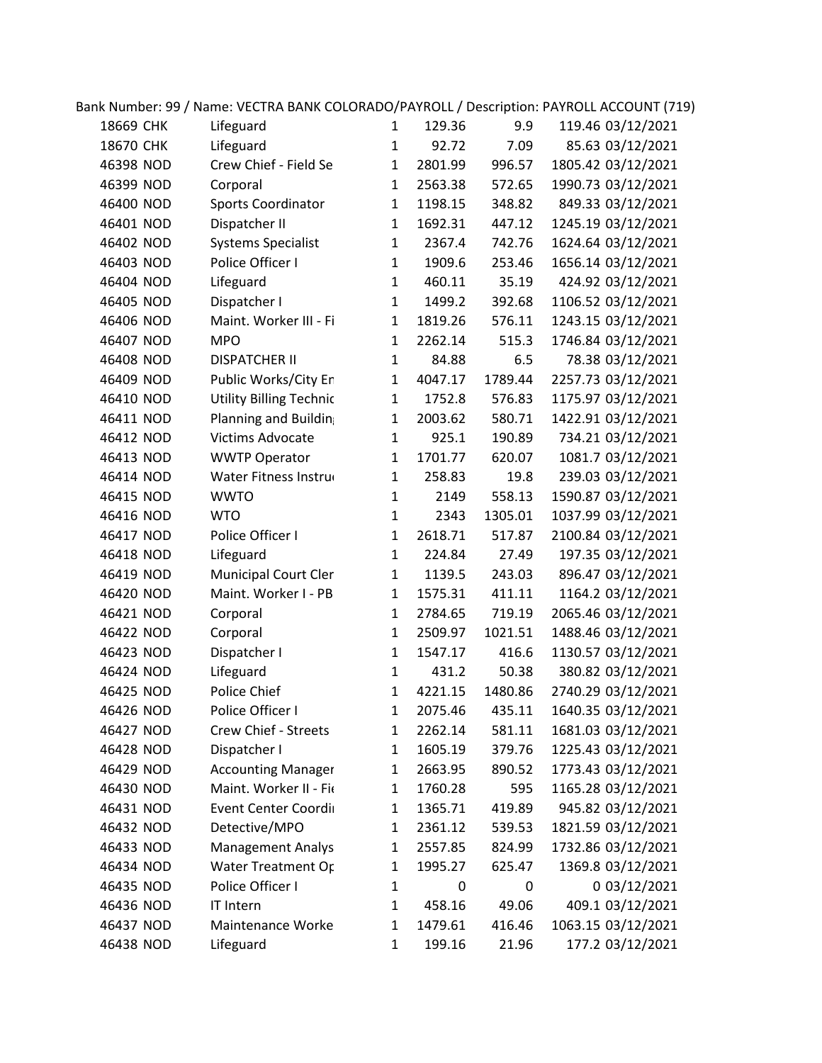Bank Number: 99 / Name: VECTRA BANK COLORADO/PAYROLL / Description: PAYROLL ACCOUNT (719)

| | | | | | | | |
|---|---|---|---|---|---|---|---|
| 18669 | CHK | Lifeguard | 1 | 129.36 | 9.9 | 119.46 | 03/12/2021 |
| 18670 | CHK | Lifeguard | 1 | 92.72 | 7.09 | 85.63 | 03/12/2021 |
| 46398 | NOD | Crew Chief - Field Se | 1 | 2801.99 | 996.57 | 1805.42 | 03/12/2021 |
| 46399 | NOD | Corporal | 1 | 2563.38 | 572.65 | 1990.73 | 03/12/2021 |
| 46400 | NOD | Sports Coordinator | 1 | 1198.15 | 348.82 | 849.33 | 03/12/2021 |
| 46401 | NOD | Dispatcher II | 1 | 1692.31 | 447.12 | 1245.19 | 03/12/2021 |
| 46402 | NOD | Systems Specialist | 1 | 2367.4 | 742.76 | 1624.64 | 03/12/2021 |
| 46403 | NOD | Police Officer I | 1 | 1909.6 | 253.46 | 1656.14 | 03/12/2021 |
| 46404 | NOD | Lifeguard | 1 | 460.11 | 35.19 | 424.92 | 03/12/2021 |
| 46405 | NOD | Dispatcher I | 1 | 1499.2 | 392.68 | 1106.52 | 03/12/2021 |
| 46406 | NOD | Maint. Worker III - Fi | 1 | 1819.26 | 576.11 | 1243.15 | 03/12/2021 |
| 46407 | NOD | MPO | 1 | 2262.14 | 515.3 | 1746.84 | 03/12/2021 |
| 46408 | NOD | DISPATCHER II | 1 | 84.88 | 6.5 | 78.38 | 03/12/2021 |
| 46409 | NOD | Public Works/City Er | 1 | 4047.17 | 1789.44 | 2257.73 | 03/12/2021 |
| 46410 | NOD | Utility Billing Technic | 1 | 1752.8 | 576.83 | 1175.97 | 03/12/2021 |
| 46411 | NOD | Planning and Buildin | 1 | 2003.62 | 580.71 | 1422.91 | 03/12/2021 |
| 46412 | NOD | Victims Advocate | 1 | 925.1 | 190.89 | 734.21 | 03/12/2021 |
| 46413 | NOD | WWTP Operator | 1 | 1701.77 | 620.07 | 1081.7 | 03/12/2021 |
| 46414 | NOD | Water Fitness Instru | 1 | 258.83 | 19.8 | 239.03 | 03/12/2021 |
| 46415 | NOD | WWTO | 1 | 2149 | 558.13 | 1590.87 | 03/12/2021 |
| 46416 | NOD | WTO | 1 | 2343 | 1305.01 | 1037.99 | 03/12/2021 |
| 46417 | NOD | Police Officer I | 1 | 2618.71 | 517.87 | 2100.84 | 03/12/2021 |
| 46418 | NOD | Lifeguard | 1 | 224.84 | 27.49 | 197.35 | 03/12/2021 |
| 46419 | NOD | Municipal Court Cler | 1 | 1139.5 | 243.03 | 896.47 | 03/12/2021 |
| 46420 | NOD | Maint. Worker I - PB | 1 | 1575.31 | 411.11 | 1164.2 | 03/12/2021 |
| 46421 | NOD | Corporal | 1 | 2784.65 | 719.19 | 2065.46 | 03/12/2021 |
| 46422 | NOD | Corporal | 1 | 2509.97 | 1021.51 | 1488.46 | 03/12/2021 |
| 46423 | NOD | Dispatcher I | 1 | 1547.17 | 416.6 | 1130.57 | 03/12/2021 |
| 46424 | NOD | Lifeguard | 1 | 431.2 | 50.38 | 380.82 | 03/12/2021 |
| 46425 | NOD | Police Chief | 1 | 4221.15 | 1480.86 | 2740.29 | 03/12/2021 |
| 46426 | NOD | Police Officer I | 1 | 2075.46 | 435.11 | 1640.35 | 03/12/2021 |
| 46427 | NOD | Crew Chief - Streets | 1 | 2262.14 | 581.11 | 1681.03 | 03/12/2021 |
| 46428 | NOD | Dispatcher I | 1 | 1605.19 | 379.76 | 1225.43 | 03/12/2021 |
| 46429 | NOD | Accounting Manager | 1 | 2663.95 | 890.52 | 1773.43 | 03/12/2021 |
| 46430 | NOD | Maint. Worker II - Fie | 1 | 1760.28 | 595 | 1165.28 | 03/12/2021 |
| 46431 | NOD | Event Center Coordi | 1 | 1365.71 | 419.89 | 945.82 | 03/12/2021 |
| 46432 | NOD | Detective/MPO | 1 | 2361.12 | 539.53 | 1821.59 | 03/12/2021 |
| 46433 | NOD | Management Analys | 1 | 2557.85 | 824.99 | 1732.86 | 03/12/2021 |
| 46434 | NOD | Water Treatment Op | 1 | 1995.27 | 625.47 | 1369.8 | 03/12/2021 |
| 46435 | NOD | Police Officer I | 1 | 0 | 0 | 0 | 03/12/2021 |
| 46436 | NOD | IT Intern | 1 | 458.16 | 49.06 | 409.1 | 03/12/2021 |
| 46437 | NOD | Maintenance Worke | 1 | 1479.61 | 416.46 | 1063.15 | 03/12/2021 |
| 46438 | NOD | Lifeguard | 1 | 199.16 | 21.96 | 177.2 | 03/12/2021 |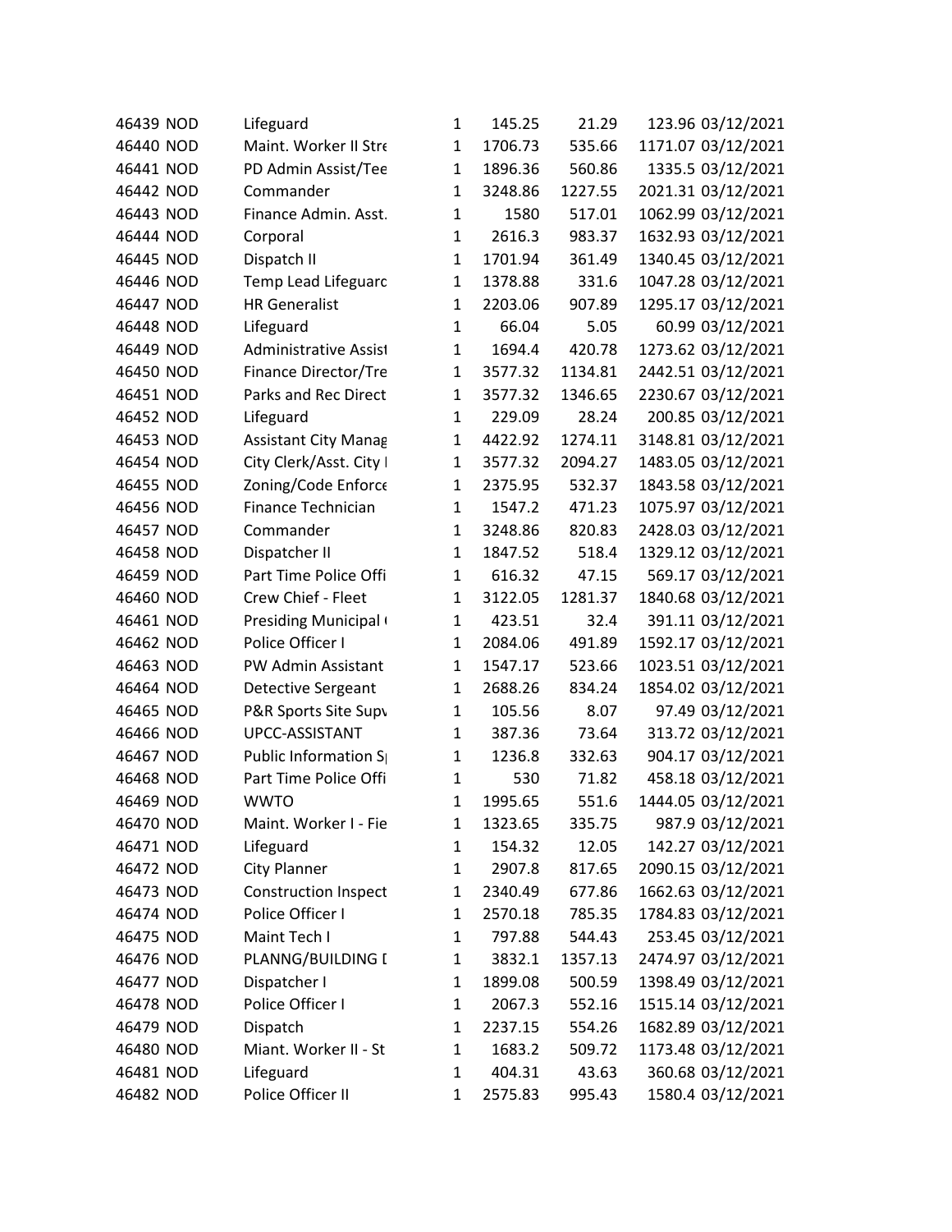| | | | | | | | |
|---|---|---|---|---|---|---|---|
| 46439 | NOD | Lifeguard | 1 | 145.25 | 21.29 | 123.96 | 03/12/2021 |
| 46440 | NOD | Maint. Worker II Stre | 1 | 1706.73 | 535.66 | 1171.07 | 03/12/2021 |
| 46441 | NOD | PD Admin Assist/Tee | 1 | 1896.36 | 560.86 | 1335.5 | 03/12/2021 |
| 46442 | NOD | Commander | 1 | 3248.86 | 1227.55 | 2021.31 | 03/12/2021 |
| 46443 | NOD | Finance Admin. Asst. | 1 | 1580 | 517.01 | 1062.99 | 03/12/2021 |
| 46444 | NOD | Corporal | 1 | 2616.3 | 983.37 | 1632.93 | 03/12/2021 |
| 46445 | NOD | Dispatch II | 1 | 1701.94 | 361.49 | 1340.45 | 03/12/2021 |
| 46446 | NOD | Temp Lead Lifeguarc | 1 | 1378.88 | 331.6 | 1047.28 | 03/12/2021 |
| 46447 | NOD | HR Generalist | 1 | 2203.06 | 907.89 | 1295.17 | 03/12/2021 |
| 46448 | NOD | Lifeguard | 1 | 66.04 | 5.05 | 60.99 | 03/12/2021 |
| 46449 | NOD | Administrative Assist | 1 | 1694.4 | 420.78 | 1273.62 | 03/12/2021 |
| 46450 | NOD | Finance Director/Tre | 1 | 3577.32 | 1134.81 | 2442.51 | 03/12/2021 |
| 46451 | NOD | Parks and Rec Direct | 1 | 3577.32 | 1346.65 | 2230.67 | 03/12/2021 |
| 46452 | NOD | Lifeguard | 1 | 229.09 | 28.24 | 200.85 | 03/12/2021 |
| 46453 | NOD | Assistant City Manag | 1 | 4422.92 | 1274.11 | 3148.81 | 03/12/2021 |
| 46454 | NOD | City Clerk/Asst. City I | 1 | 3577.32 | 2094.27 | 1483.05 | 03/12/2021 |
| 46455 | NOD | Zoning/Code Enforce | 1 | 2375.95 | 532.37 | 1843.58 | 03/12/2021 |
| 46456 | NOD | Finance Technician | 1 | 1547.2 | 471.23 | 1075.97 | 03/12/2021 |
| 46457 | NOD | Commander | 1 | 3248.86 | 820.83 | 2428.03 | 03/12/2021 |
| 46458 | NOD | Dispatcher II | 1 | 1847.52 | 518.4 | 1329.12 | 03/12/2021 |
| 46459 | NOD | Part Time Police Offi | 1 | 616.32 | 47.15 | 569.17 | 03/12/2021 |
| 46460 | NOD | Crew Chief - Fleet | 1 | 3122.05 | 1281.37 | 1840.68 | 03/12/2021 |
| 46461 | NOD | Presiding Municipal ( | 1 | 423.51 | 32.4 | 391.11 | 03/12/2021 |
| 46462 | NOD | Police Officer I | 1 | 2084.06 | 491.89 | 1592.17 | 03/12/2021 |
| 46463 | NOD | PW Admin Assistant | 1 | 1547.17 | 523.66 | 1023.51 | 03/12/2021 |
| 46464 | NOD | Detective Sergeant | 1 | 2688.26 | 834.24 | 1854.02 | 03/12/2021 |
| 46465 | NOD | P&R Sports Site Supv | 1 | 105.56 | 8.07 | 97.49 | 03/12/2021 |
| 46466 | NOD | UPCC-ASSISTANT | 1 | 387.36 | 73.64 | 313.72 | 03/12/2021 |
| 46467 | NOD | Public Information S | 1 | 1236.8 | 332.63 | 904.17 | 03/12/2021 |
| 46468 | NOD | Part Time Police Offi | 1 | 530 | 71.82 | 458.18 | 03/12/2021 |
| 46469 | NOD | WWTO | 1 | 1995.65 | 551.6 | 1444.05 | 03/12/2021 |
| 46470 | NOD | Maint. Worker I - Fie | 1 | 1323.65 | 335.75 | 987.9 | 03/12/2021 |
| 46471 | NOD | Lifeguard | 1 | 154.32 | 12.05 | 142.27 | 03/12/2021 |
| 46472 | NOD | City Planner | 1 | 2907.8 | 817.65 | 2090.15 | 03/12/2021 |
| 46473 | NOD | Construction Inspect | 1 | 2340.49 | 677.86 | 1662.63 | 03/12/2021 |
| 46474 | NOD | Police Officer I | 1 | 2570.18 | 785.35 | 1784.83 | 03/12/2021 |
| 46475 | NOD | Maint Tech I | 1 | 797.88 | 544.43 | 253.45 | 03/12/2021 |
| 46476 | NOD | PLANNG/BUILDING I | 1 | 3832.1 | 1357.13 | 2474.97 | 03/12/2021 |
| 46477 | NOD | Dispatcher I | 1 | 1899.08 | 500.59 | 1398.49 | 03/12/2021 |
| 46478 | NOD | Police Officer I | 1 | 2067.3 | 552.16 | 1515.14 | 03/12/2021 |
| 46479 | NOD | Dispatch | 1 | 2237.15 | 554.26 | 1682.89 | 03/12/2021 |
| 46480 | NOD | Miant. Worker II - St | 1 | 1683.2 | 509.72 | 1173.48 | 03/12/2021 |
| 46481 | NOD | Lifeguard | 1 | 404.31 | 43.63 | 360.68 | 03/12/2021 |
| 46482 | NOD | Police Officer II | 1 | 2575.83 | 995.43 | 1580.4 | 03/12/2021 |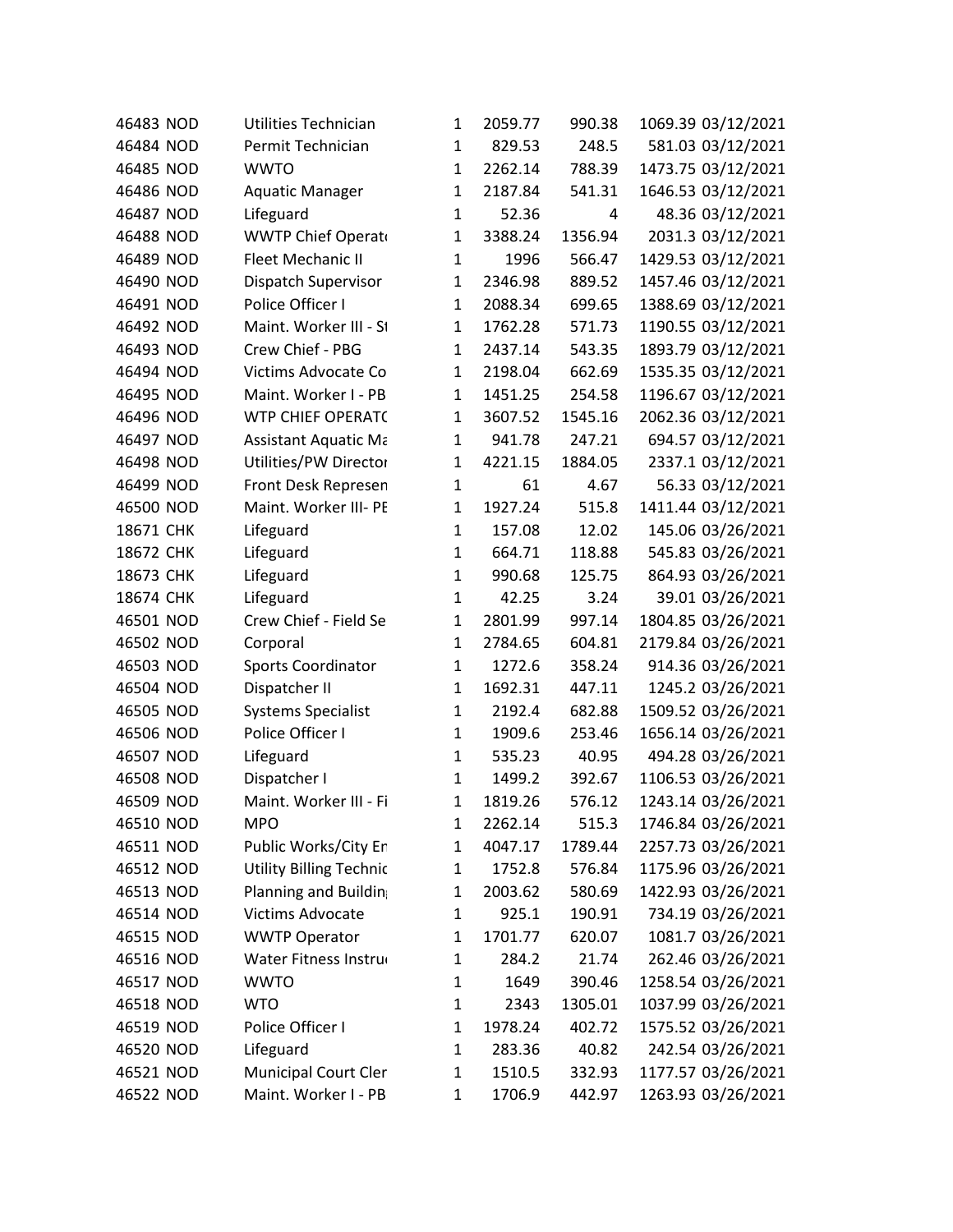| | | | | | | | |
|---|---|---|---|---|---|---|---|
| 46483 | NOD | Utilities Technician | 1 | 2059.77 | 990.38 | 1069.39 | 03/12/2021 |
| 46484 | NOD | Permit Technician | 1 | 829.53 | 248.5 | 581.03 | 03/12/2021 |
| 46485 | NOD | WWTO | 1 | 2262.14 | 788.39 | 1473.75 | 03/12/2021 |
| 46486 | NOD | Aquatic Manager | 1 | 2187.84 | 541.31 | 1646.53 | 03/12/2021 |
| 46487 | NOD | Lifeguard | 1 | 52.36 | 4 | 48.36 | 03/12/2021 |
| 46488 | NOD | WWTP Chief Operat | 1 | 3388.24 | 1356.94 | 2031.3 | 03/12/2021 |
| 46489 | NOD | Fleet Mechanic II | 1 | 1996 | 566.47 | 1429.53 | 03/12/2021 |
| 46490 | NOD | Dispatch Supervisor | 1 | 2346.98 | 889.52 | 1457.46 | 03/12/2021 |
| 46491 | NOD | Police Officer I | 1 | 2088.34 | 699.65 | 1388.69 | 03/12/2021 |
| 46492 | NOD | Maint. Worker III - St | 1 | 1762.28 | 571.73 | 1190.55 | 03/12/2021 |
| 46493 | NOD | Crew Chief - PBG | 1 | 2437.14 | 543.35 | 1893.79 | 03/12/2021 |
| 46494 | NOD | Victims Advocate Co | 1 | 2198.04 | 662.69 | 1535.35 | 03/12/2021 |
| 46495 | NOD | Maint. Worker I - PB | 1 | 1451.25 | 254.58 | 1196.67 | 03/12/2021 |
| 46496 | NOD | WTP CHIEF OPERATO | 1 | 3607.52 | 1545.16 | 2062.36 | 03/12/2021 |
| 46497 | NOD | Assistant Aquatic Ma | 1 | 941.78 | 247.21 | 694.57 | 03/12/2021 |
| 46498 | NOD | Utilities/PW Director | 1 | 4221.15 | 1884.05 | 2337.1 | 03/12/2021 |
| 46499 | NOD | Front Desk Represen | 1 | 61 | 4.67 | 56.33 | 03/12/2021 |
| 46500 | NOD | Maint. Worker III- PE | 1 | 1927.24 | 515.8 | 1411.44 | 03/12/2021 |
| 18671 | CHK | Lifeguard | 1 | 157.08 | 12.02 | 145.06 | 03/26/2021 |
| 18672 | CHK | Lifeguard | 1 | 664.71 | 118.88 | 545.83 | 03/26/2021 |
| 18673 | CHK | Lifeguard | 1 | 990.68 | 125.75 | 864.93 | 03/26/2021 |
| 18674 | CHK | Lifeguard | 1 | 42.25 | 3.24 | 39.01 | 03/26/2021 |
| 46501 | NOD | Crew Chief - Field Se | 1 | 2801.99 | 997.14 | 1804.85 | 03/26/2021 |
| 46502 | NOD | Corporal | 1 | 2784.65 | 604.81 | 2179.84 | 03/26/2021 |
| 46503 | NOD | Sports Coordinator | 1 | 1272.6 | 358.24 | 914.36 | 03/26/2021 |
| 46504 | NOD | Dispatcher II | 1 | 1692.31 | 447.11 | 1245.2 | 03/26/2021 |
| 46505 | NOD | Systems Specialist | 1 | 2192.4 | 682.88 | 1509.52 | 03/26/2021 |
| 46506 | NOD | Police Officer I | 1 | 1909.6 | 253.46 | 1656.14 | 03/26/2021 |
| 46507 | NOD | Lifeguard | 1 | 535.23 | 40.95 | 494.28 | 03/26/2021 |
| 46508 | NOD | Dispatcher I | 1 | 1499.2 | 392.67 | 1106.53 | 03/26/2021 |
| 46509 | NOD | Maint. Worker III - Fi | 1 | 1819.26 | 576.12 | 1243.14 | 03/26/2021 |
| 46510 | NOD | MPO | 1 | 2262.14 | 515.3 | 1746.84 | 03/26/2021 |
| 46511 | NOD | Public Works/City En | 1 | 4047.17 | 1789.44 | 2257.73 | 03/26/2021 |
| 46512 | NOD | Utility Billing Technic | 1 | 1752.8 | 576.84 | 1175.96 | 03/26/2021 |
| 46513 | NOD | Planning and Buildin | 1 | 2003.62 | 580.69 | 1422.93 | 03/26/2021 |
| 46514 | NOD | Victims Advocate | 1 | 925.1 | 190.91 | 734.19 | 03/26/2021 |
| 46515 | NOD | WWTP Operator | 1 | 1701.77 | 620.07 | 1081.7 | 03/26/2021 |
| 46516 | NOD | Water Fitness Instru | 1 | 284.2 | 21.74 | 262.46 | 03/26/2021 |
| 46517 | NOD | WWTO | 1 | 1649 | 390.46 | 1258.54 | 03/26/2021 |
| 46518 | NOD | WTO | 1 | 2343 | 1305.01 | 1037.99 | 03/26/2021 |
| 46519 | NOD | Police Officer I | 1 | 1978.24 | 402.72 | 1575.52 | 03/26/2021 |
| 46520 | NOD | Lifeguard | 1 | 283.36 | 40.82 | 242.54 | 03/26/2021 |
| 46521 | NOD | Municipal Court Cler | 1 | 1510.5 | 332.93 | 1177.57 | 03/26/2021 |
| 46522 | NOD | Maint. Worker I - PB | 1 | 1706.9 | 442.97 | 1263.93 | 03/26/2021 |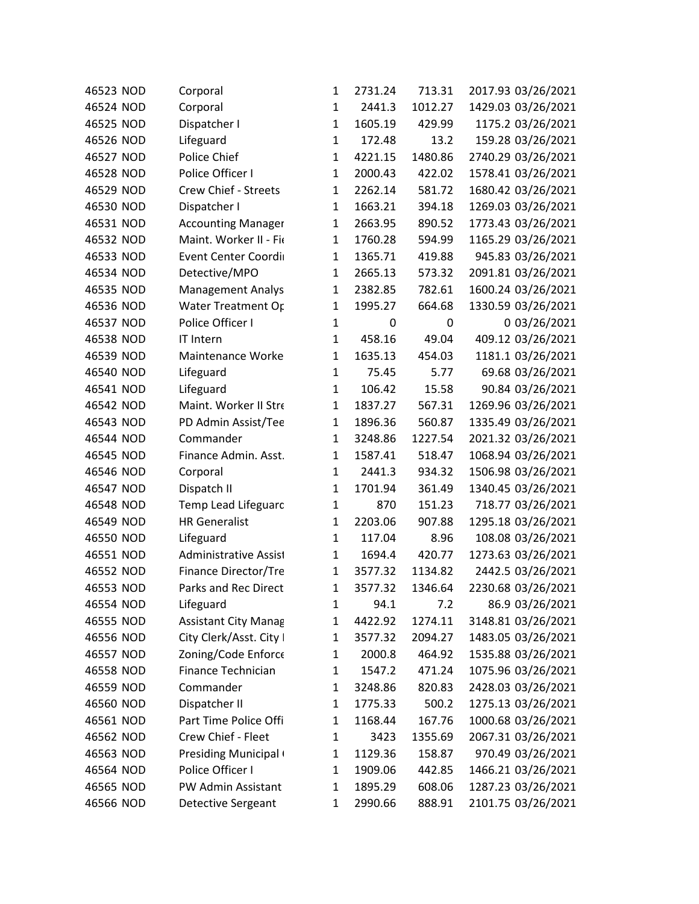| | | | | | | | |
|---|---|---|---|---|---|---|---|
| 46523 | NOD | Corporal | 1 | 2731.24 | 713.31 | 2017.93 | 03/26/2021 |
| 46524 | NOD | Corporal | 1 | 2441.3 | 1012.27 | 1429.03 | 03/26/2021 |
| 46525 | NOD | Dispatcher I | 1 | 1605.19 | 429.99 | 1175.2 | 03/26/2021 |
| 46526 | NOD | Lifeguard | 1 | 172.48 | 13.2 | 159.28 | 03/26/2021 |
| 46527 | NOD | Police Chief | 1 | 4221.15 | 1480.86 | 2740.29 | 03/26/2021 |
| 46528 | NOD | Police Officer I | 1 | 2000.43 | 422.02 | 1578.41 | 03/26/2021 |
| 46529 | NOD | Crew Chief - Streets | 1 | 2262.14 | 581.72 | 1680.42 | 03/26/2021 |
| 46530 | NOD | Dispatcher I | 1 | 1663.21 | 394.18 | 1269.03 | 03/26/2021 |
| 46531 | NOD | Accounting Manager | 1 | 2663.95 | 890.52 | 1773.43 | 03/26/2021 |
| 46532 | NOD | Maint. Worker II - Fie | 1 | 1760.28 | 594.99 | 1165.29 | 03/26/2021 |
| 46533 | NOD | Event Center Coordi | 1 | 1365.71 | 419.88 | 945.83 | 03/26/2021 |
| 46534 | NOD | Detective/MPO | 1 | 2665.13 | 573.32 | 2091.81 | 03/26/2021 |
| 46535 | NOD | Management Analys | 1 | 2382.85 | 782.61 | 1600.24 | 03/26/2021 |
| 46536 | NOD | Water Treatment Op | 1 | 1995.27 | 664.68 | 1330.59 | 03/26/2021 |
| 46537 | NOD | Police Officer I | 1 | 0 | 0 | 0 | 03/26/2021 |
| 46538 | NOD | IT Intern | 1 | 458.16 | 49.04 | 409.12 | 03/26/2021 |
| 46539 | NOD | Maintenance Worke | 1 | 1635.13 | 454.03 | 1181.1 | 03/26/2021 |
| 46540 | NOD | Lifeguard | 1 | 75.45 | 5.77 | 69.68 | 03/26/2021 |
| 46541 | NOD | Lifeguard | 1 | 106.42 | 15.58 | 90.84 | 03/26/2021 |
| 46542 | NOD | Maint. Worker II Stre | 1 | 1837.27 | 567.31 | 1269.96 | 03/26/2021 |
| 46543 | NOD | PD Admin Assist/Tee | 1 | 1896.36 | 560.87 | 1335.49 | 03/26/2021 |
| 46544 | NOD | Commander | 1 | 3248.86 | 1227.54 | 2021.32 | 03/26/2021 |
| 46545 | NOD | Finance Admin. Asst. | 1 | 1587.41 | 518.47 | 1068.94 | 03/26/2021 |
| 46546 | NOD | Corporal | 1 | 2441.3 | 934.32 | 1506.98 | 03/26/2021 |
| 46547 | NOD | Dispatch II | 1 | 1701.94 | 361.49 | 1340.45 | 03/26/2021 |
| 46548 | NOD | Temp Lead Lifeguard | 1 | 870 | 151.23 | 718.77 | 03/26/2021 |
| 46549 | NOD | HR Generalist | 1 | 2203.06 | 907.88 | 1295.18 | 03/26/2021 |
| 46550 | NOD | Lifeguard | 1 | 117.04 | 8.96 | 108.08 | 03/26/2021 |
| 46551 | NOD | Administrative Assist | 1 | 1694.4 | 420.77 | 1273.63 | 03/26/2021 |
| 46552 | NOD | Finance Director/Tre | 1 | 3577.32 | 1134.82 | 2442.5 | 03/26/2021 |
| 46553 | NOD | Parks and Rec Direct | 1 | 3577.32 | 1346.64 | 2230.68 | 03/26/2021 |
| 46554 | NOD | Lifeguard | 1 | 94.1 | 7.2 | 86.9 | 03/26/2021 |
| 46555 | NOD | Assistant City Manag | 1 | 4422.92 | 1274.11 | 3148.81 | 03/26/2021 |
| 46556 | NOD | City Clerk/Asst. City I | 1 | 3577.32 | 2094.27 | 1483.05 | 03/26/2021 |
| 46557 | NOD | Zoning/Code Enforce | 1 | 2000.8 | 464.92 | 1535.88 | 03/26/2021 |
| 46558 | NOD | Finance Technician | 1 | 1547.2 | 471.24 | 1075.96 | 03/26/2021 |
| 46559 | NOD | Commander | 1 | 3248.86 | 820.83 | 2428.03 | 03/26/2021 |
| 46560 | NOD | Dispatcher II | 1 | 1775.33 | 500.2 | 1275.13 | 03/26/2021 |
| 46561 | NOD | Part Time Police Offi | 1 | 1168.44 | 167.76 | 1000.68 | 03/26/2021 |
| 46562 | NOD | Crew Chief - Fleet | 1 | 3423 | 1355.69 | 2067.31 | 03/26/2021 |
| 46563 | NOD | Presiding Municipal ( | 1 | 1129.36 | 158.87 | 970.49 | 03/26/2021 |
| 46564 | NOD | Police Officer I | 1 | 1909.06 | 442.85 | 1466.21 | 03/26/2021 |
| 46565 | NOD | PW Admin Assistant | 1 | 1895.29 | 608.06 | 1287.23 | 03/26/2021 |
| 46566 | NOD | Detective Sergeant | 1 | 2990.66 | 888.91 | 2101.75 | 03/26/2021 |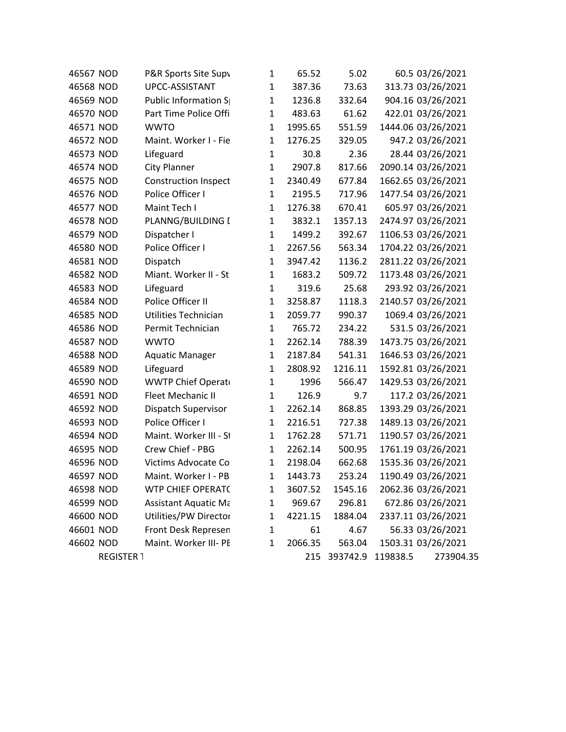| | | | | | | | |
|---|---|---|---|---|---|---|---|
| 46567 | NOD | P&R Sports Site Supv | 1 | 65.52 | 5.02 | 60.5 | 03/26/2021 |
| 46568 | NOD | UPCC-ASSISTANT | 1 | 387.36 | 73.63 | 313.73 | 03/26/2021 |
| 46569 | NOD | Public Information S | 1 | 1236.8 | 332.64 | 904.16 | 03/26/2021 |
| 46570 | NOD | Part Time Police Offi | 1 | 483.63 | 61.62 | 422.01 | 03/26/2021 |
| 46571 | NOD | WWTO | 1 | 1995.65 | 551.59 | 1444.06 | 03/26/2021 |
| 46572 | NOD | Maint. Worker I - Fie | 1 | 1276.25 | 329.05 | 947.2 | 03/26/2021 |
| 46573 | NOD | Lifeguard | 1 | 30.8 | 2.36 | 28.44 | 03/26/2021 |
| 46574 | NOD | City Planner | 1 | 2907.8 | 817.66 | 2090.14 | 03/26/2021 |
| 46575 | NOD | Construction Inspect | 1 | 2340.49 | 677.84 | 1662.65 | 03/26/2021 |
| 46576 | NOD | Police Officer I | 1 | 2195.5 | 717.96 | 1477.54 | 03/26/2021 |
| 46577 | NOD | Maint Tech I | 1 | 1276.38 | 670.41 | 605.97 | 03/26/2021 |
| 46578 | NOD | PLANNG/BUILDING I | 1 | 3832.1 | 1357.13 | 2474.97 | 03/26/2021 |
| 46579 | NOD | Dispatcher I | 1 | 1499.2 | 392.67 | 1106.53 | 03/26/2021 |
| 46580 | NOD | Police Officer I | 1 | 2267.56 | 563.34 | 1704.22 | 03/26/2021 |
| 46581 | NOD | Dispatch | 1 | 3947.42 | 1136.2 | 2811.22 | 03/26/2021 |
| 46582 | NOD | Miant. Worker II - St | 1 | 1683.2 | 509.72 | 1173.48 | 03/26/2021 |
| 46583 | NOD | Lifeguard | 1 | 319.6 | 25.68 | 293.92 | 03/26/2021 |
| 46584 | NOD | Police Officer II | 1 | 3258.87 | 1118.3 | 2140.57 | 03/26/2021 |
| 46585 | NOD | Utilities Technician | 1 | 2059.77 | 990.37 | 1069.4 | 03/26/2021 |
| 46586 | NOD | Permit Technician | 1 | 765.72 | 234.22 | 531.5 | 03/26/2021 |
| 46587 | NOD | WWTO | 1 | 2262.14 | 788.39 | 1473.75 | 03/26/2021 |
| 46588 | NOD | Aquatic Manager | 1 | 2187.84 | 541.31 | 1646.53 | 03/26/2021 |
| 46589 | NOD | Lifeguard | 1 | 2808.92 | 1216.11 | 1592.81 | 03/26/2021 |
| 46590 | NOD | WWTP Chief Operat | 1 | 1996 | 566.47 | 1429.53 | 03/26/2021 |
| 46591 | NOD | Fleet Mechanic II | 1 | 126.9 | 9.7 | 117.2 | 03/26/2021 |
| 46592 | NOD | Dispatch Supervisor | 1 | 2262.14 | 868.85 | 1393.29 | 03/26/2021 |
| 46593 | NOD | Police Officer I | 1 | 2216.51 | 727.38 | 1489.13 | 03/26/2021 |
| 46594 | NOD | Maint. Worker III - St | 1 | 1762.28 | 571.71 | 1190.57 | 03/26/2021 |
| 46595 | NOD | Crew Chief - PBG | 1 | 2262.14 | 500.95 | 1761.19 | 03/26/2021 |
| 46596 | NOD | Victims Advocate Co | 1 | 2198.04 | 662.68 | 1535.36 | 03/26/2021 |
| 46597 | NOD | Maint. Worker I - PB | 1 | 1443.73 | 253.24 | 1190.49 | 03/26/2021 |
| 46598 | NOD | WTP CHIEF OPERATC | 1 | 3607.52 | 1545.16 | 2062.36 | 03/26/2021 |
| 46599 | NOD | Assistant Aquatic Ma | 1 | 969.67 | 296.81 | 672.86 | 03/26/2021 |
| 46600 | NOD | Utilities/PW Director | 1 | 4221.15 | 1884.04 | 2337.11 | 03/26/2021 |
| 46601 | NOD | Front Desk Represen | 1 | 61 | 4.67 | 56.33 | 03/26/2021 |
| 46602 | NOD | Maint. Worker III- PE | 1 | 2066.35 | 563.04 | 1503.31 | 03/26/2021 |
| | REGISTER T | | 215 | 393742.9 | 119838.5 | 273904.35 | |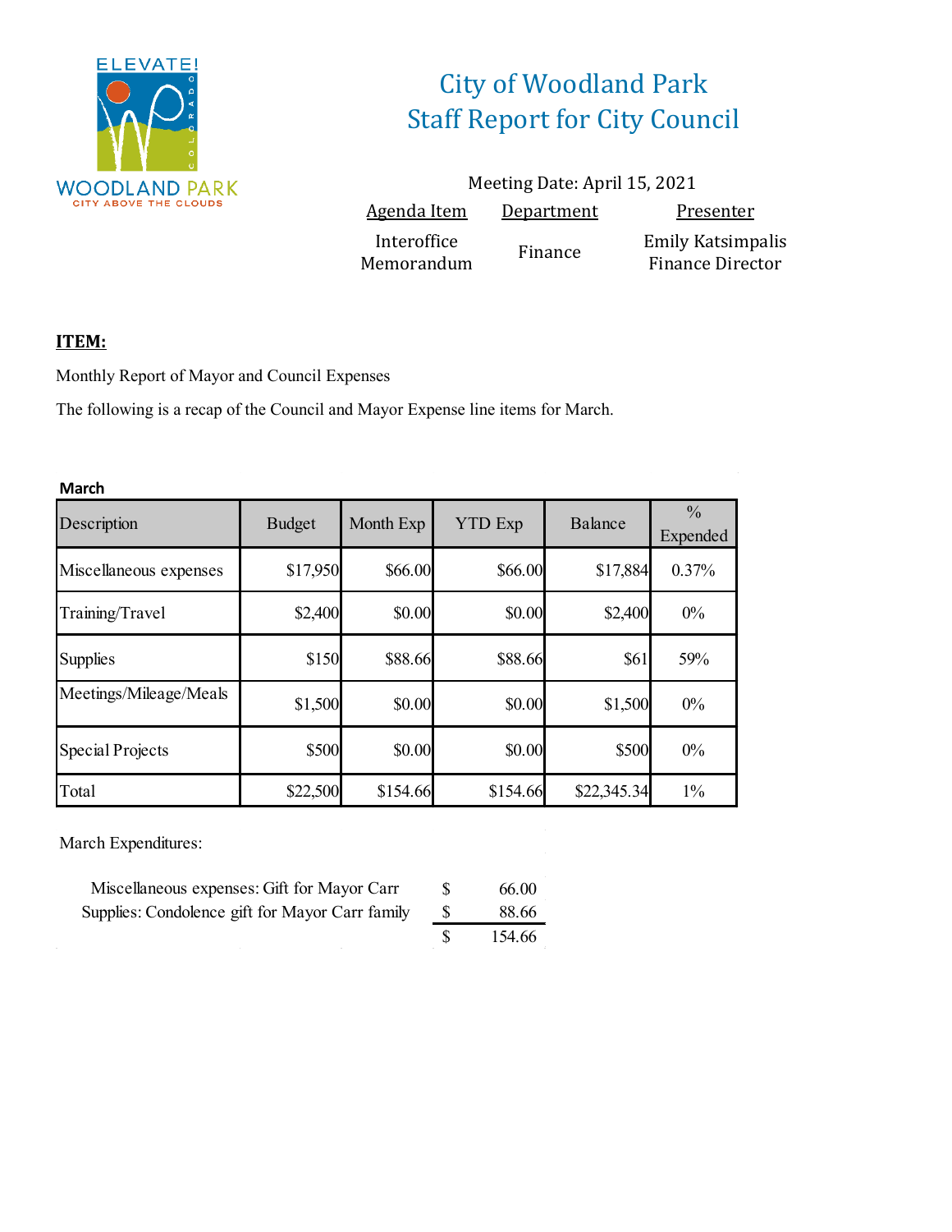# City of Woodland Park
# Staff Report for City Council

Meeting Date: April 15, 2021

| Agenda Item | Department | Presenter |
|---|---|---|
| Interoffice Memorandum | Finance | Emily Katsimpalis Finance Director |

**ITEM:**

Monthly Report of Mayor and Council Expenses

The following is a recap of the Council and Mayor Expense line items for March.

**March**

| Description | Budget | Month Exp | YTD Exp | Balance | % Expended |
|---|---|---|---|---|---|
| Miscellaneous expenses | $17,950 | $66.00 | $66.00 | $17,884 | 0.37% |
| Training/Travel | $2,400 | $0.00 | $0.00 | $2,400 | 0% |
| Supplies | $150 | $88.66 | $88.66 | $61 | 59% |
| Meetings/Mileage/Meals | $1,500 | $0.00 | $0.00 | $1,500 | 0% |
| Special Projects | $500 | $0.00 | $0.00 | $500 | 0% |
| Total | $22,500 | $154.66 | $154.66 | $22,345.34 | 1% |

March Expenditures:

| | | |
|---|---|---|
| Miscellaneous expenses: Gift for Mayor Carr | $ | 66.00 |
| Supplies: Condolence gift for Mayor Carr family | $ | 88.66 |
| | $ | 154.66 |